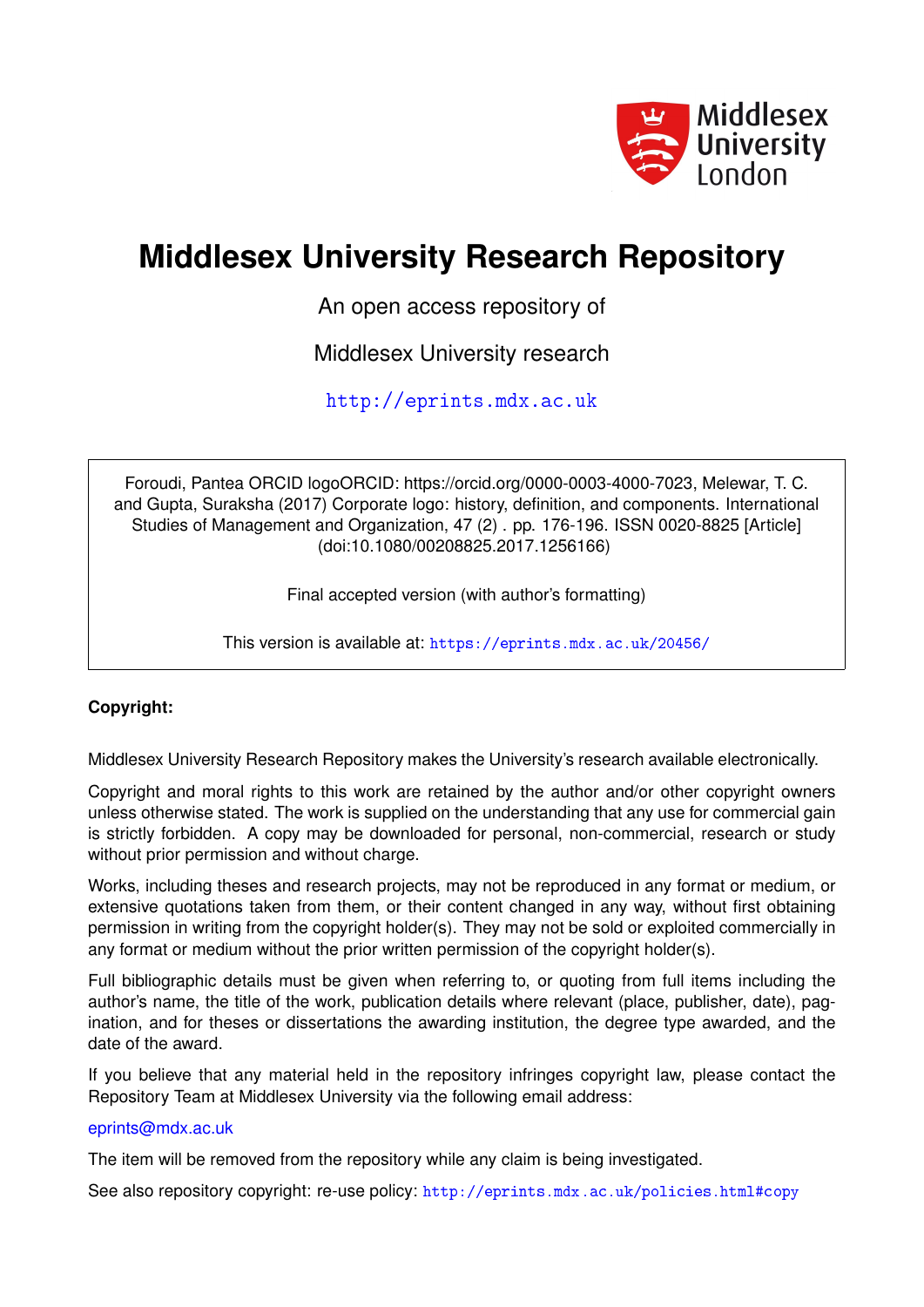Middlesex University London

# Middlesex University Research Repository

An open access repository of

Middlesex University research

http://eprints.mdx.ac.uk

Foroudi, Pantea ORCID logoORCID: https://orcid.org/0000-0003-4000-7023, Melewar, T. C. and Gupta, Suraksha (2017) Corporate logo: history, definition, and components. International Studies of Management and Organization, 47 (2) . pp. 176-196. ISSN 0020-8825 [Article] (doi:10.1080/00208825.2017.1256166)

Final accepted version (with author's formatting)

This version is available at: https://eprints.mdx.ac.uk/20456/

**Copyright:**

Middlesex University Research Repository makes the University's research available electronically.

Copyright and moral rights to this work are retained by the author and/or other copyright owners unless otherwise stated. The work is supplied on the understanding that any use for commercial gain is strictly forbidden. A copy may be downloaded for personal, non-commercial, research or study without prior permission and without charge.

Works, including theses and research projects, may not be reproduced in any format or medium, or extensive quotations taken from them, or their content changed in any way, without first obtaining permission in writing from the copyright holder(s). They may not be sold or exploited commercially in any format or medium without the prior written permission of the copyright holder(s).

Full bibliographic details must be given when referring to, or quoting from full items including the author's name, the title of the work, publication details where relevant (place, publisher, date), pagination, and for theses or dissertations the awarding institution, the degree type awarded, and the date of the award.

If you believe that any material held in the repository infringes copyright law, please contact the Repository Team at Middlesex University via the following email address:

eprints@mdx.ac.uk

The item will be removed from the repository while any claim is being investigated.

See also repository copyright: re-use policy: http://eprints.mdx.ac.uk/policies.html#copy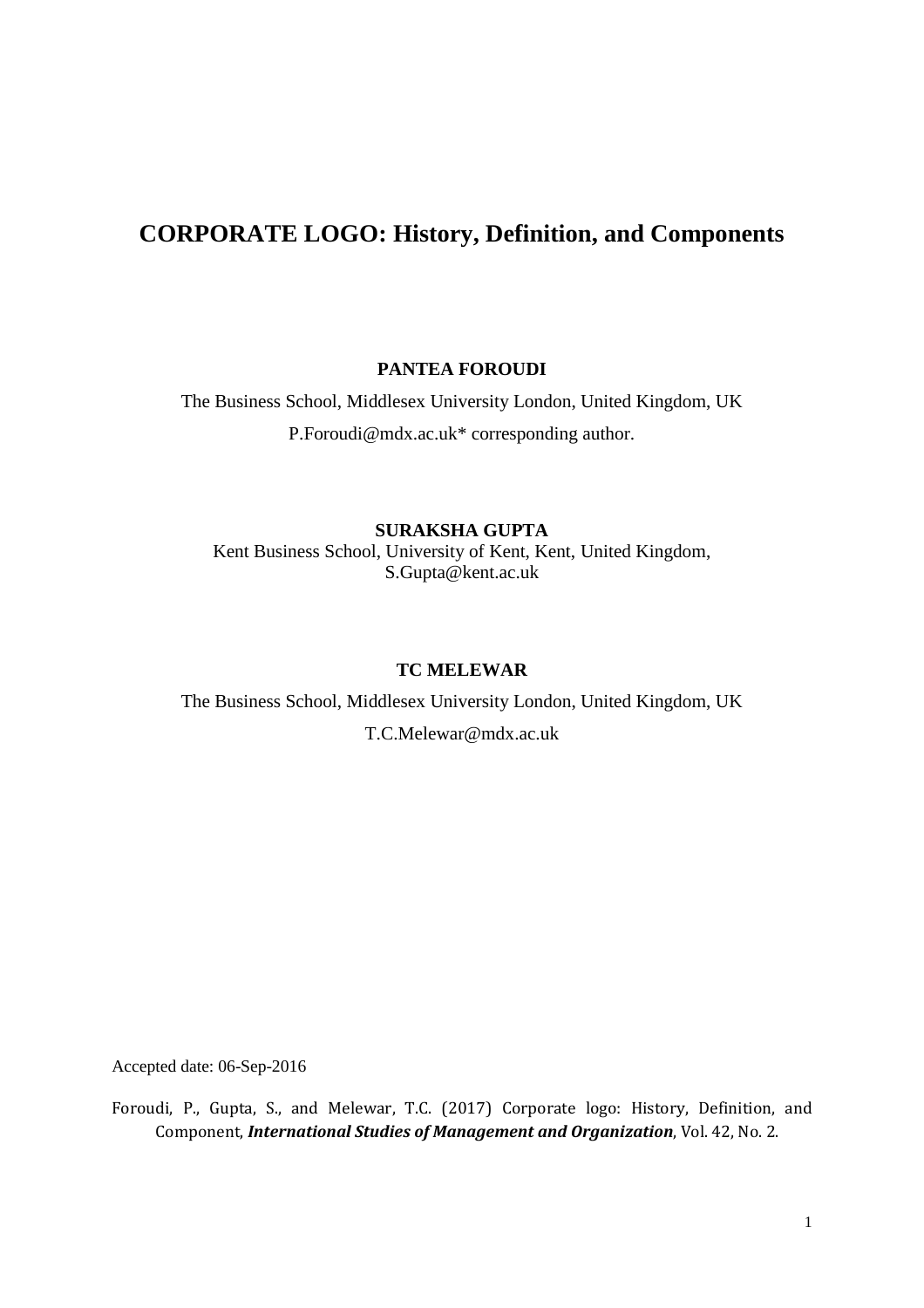# CORPORATE LOGO: History, Definition, and Components

**PANTEA FOROUDI**

The Business School, Middlesex University London, United Kingdom, UK

P.Foroudi@mdx.ac.uk* corresponding author.

**SURAKSHA GUPTA**

Kent Business School, University of Kent, Kent, United Kingdom,

S.Gupta@kent.ac.uk

**TC MELEWAR**

The Business School, Middlesex University London, United Kingdom, UK

T.C.Melewar@mdx.ac.uk

Accepted date: 06-Sep-2016

Foroudi, P., Gupta, S., and Melewar, T.C. (2017) Corporate logo: History, Definition, and Component, ***International Studies of Management and Organization***, Vol. 42, No. 2.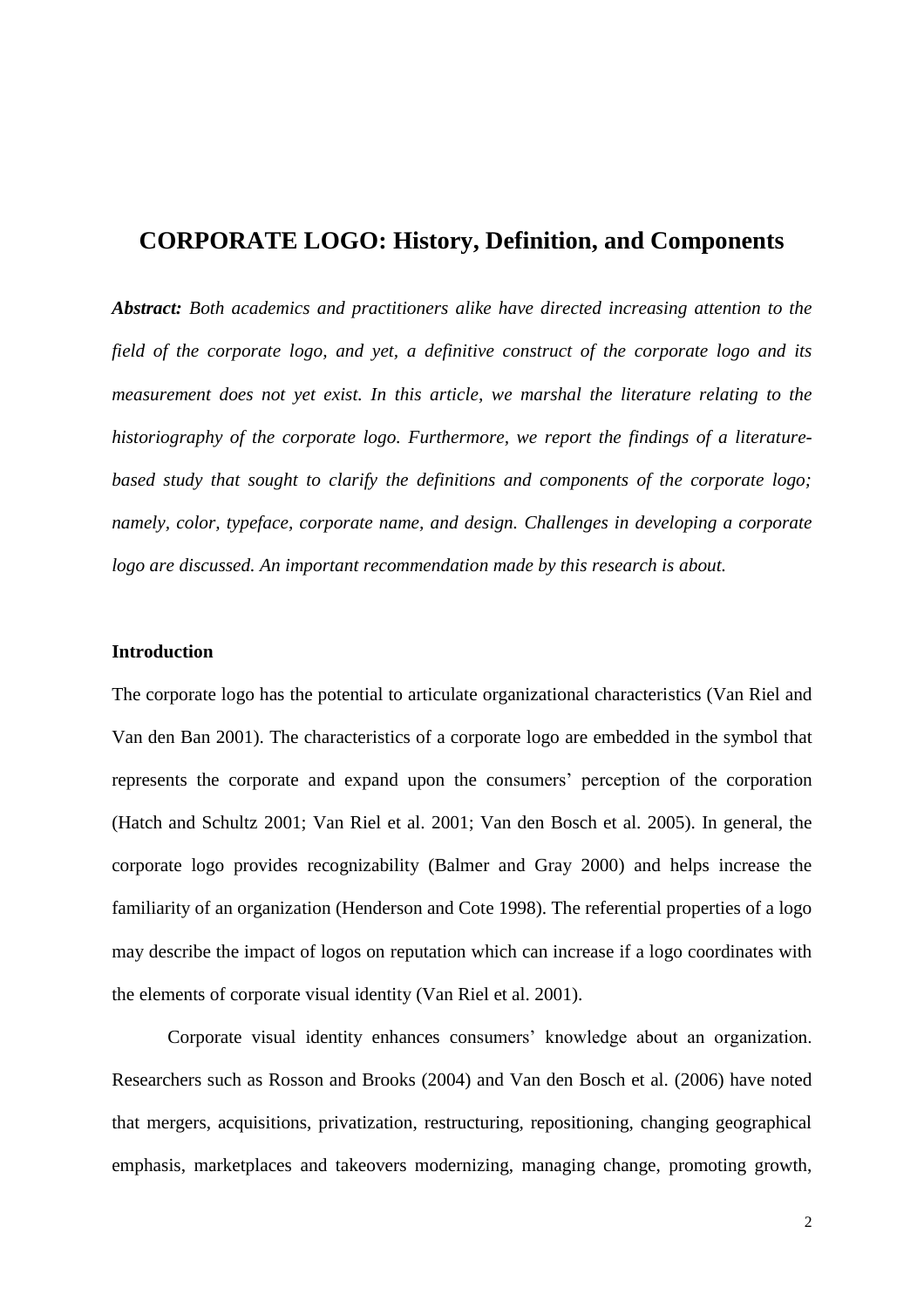# CORPORATE LOGO: History, Definition, and Components

***Abstract:*** *Both academics and practitioners alike have directed increasing attention to the field of the corporate logo, and yet, a definitive construct of the corporate logo and its measurement does not yet exist. In this article, we marshal the literature relating to the historiography of the corporate logo. Furthermore, we report the findings of a literature-based study that sought to clarify the definitions and components of the corporate logo; namely, color, typeface, corporate name, and design. Challenges in developing a corporate logo are discussed. An important recommendation made by this research is about.*

## Introduction

The corporate logo has the potential to articulate organizational characteristics (Van Riel and Van den Ban 2001). The characteristics of a corporate logo are embedded in the symbol that represents the corporate and expand upon the consumers' perception of the corporation (Hatch and Schultz 2001; Van Riel et al. 2001; Van den Bosch et al. 2005). In general, the corporate logo provides recognizability (Balmer and Gray 2000) and helps increase the familiarity of an organization (Henderson and Cote 1998). The referential properties of a logo may describe the impact of logos on reputation which can increase if a logo coordinates with the elements of corporate visual identity (Van Riel et al. 2001).

Corporate visual identity enhances consumers' knowledge about an organization. Researchers such as Rosson and Brooks (2004) and Van den Bosch et al. (2006) have noted that mergers, acquisitions, privatization, restructuring, repositioning, changing geographical emphasis, marketplaces and takeovers modernizing, managing change, promoting growth,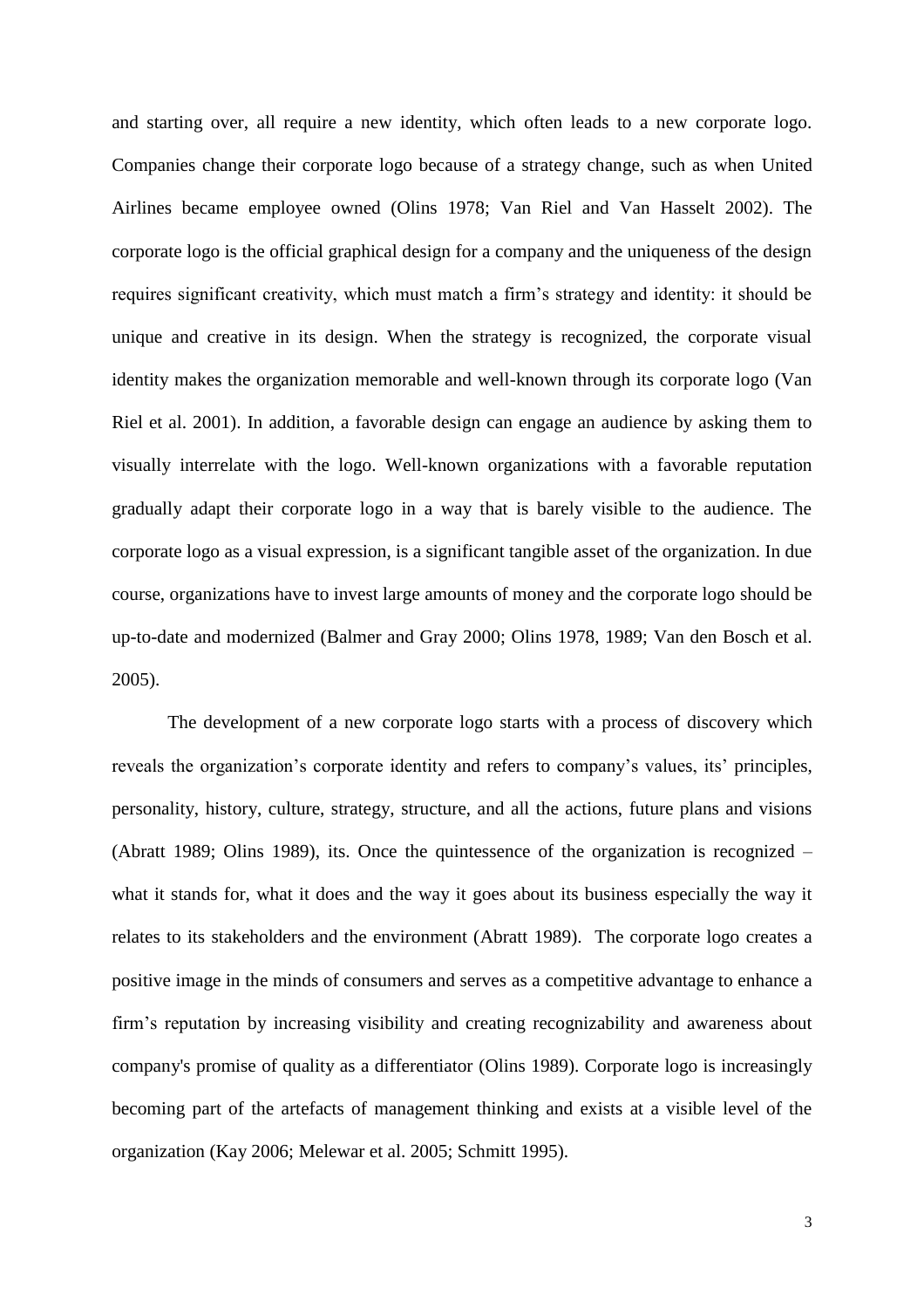and starting over, all require a new identity, which often leads to a new corporate logo. Companies change their corporate logo because of a strategy change, such as when United Airlines became employee owned (Olins 1978; Van Riel and Van Hasselt 2002). The corporate logo is the official graphical design for a company and the uniqueness of the design requires significant creativity, which must match a firm's strategy and identity: it should be unique and creative in its design. When the strategy is recognized, the corporate visual identity makes the organization memorable and well-known through its corporate logo (Van Riel et al. 2001). In addition, a favorable design can engage an audience by asking them to visually interrelate with the logo. Well-known organizations with a favorable reputation gradually adapt their corporate logo in a way that is barely visible to the audience. The corporate logo as a visual expression, is a significant tangible asset of the organization. In due course, organizations have to invest large amounts of money and the corporate logo should be up-to-date and modernized (Balmer and Gray 2000; Olins 1978, 1989; Van den Bosch et al. 2005).

The development of a new corporate logo starts with a process of discovery which reveals the organization's corporate identity and refers to company's values, its' principles, personality, history, culture, strategy, structure, and all the actions, future plans and visions (Abratt 1989; Olins 1989), its. Once the quintessence of the organization is recognized – what it stands for, what it does and the way it goes about its business especially the way it relates to its stakeholders and the environment (Abratt 1989). The corporate logo creates a positive image in the minds of consumers and serves as a competitive advantage to enhance a firm's reputation by increasing visibility and creating recognizability and awareness about company's promise of quality as a differentiator (Olins 1989). Corporate logo is increasingly becoming part of the artefacts of management thinking and exists at a visible level of the organization (Kay 2006; Melewar et al. 2005; Schmitt 1995).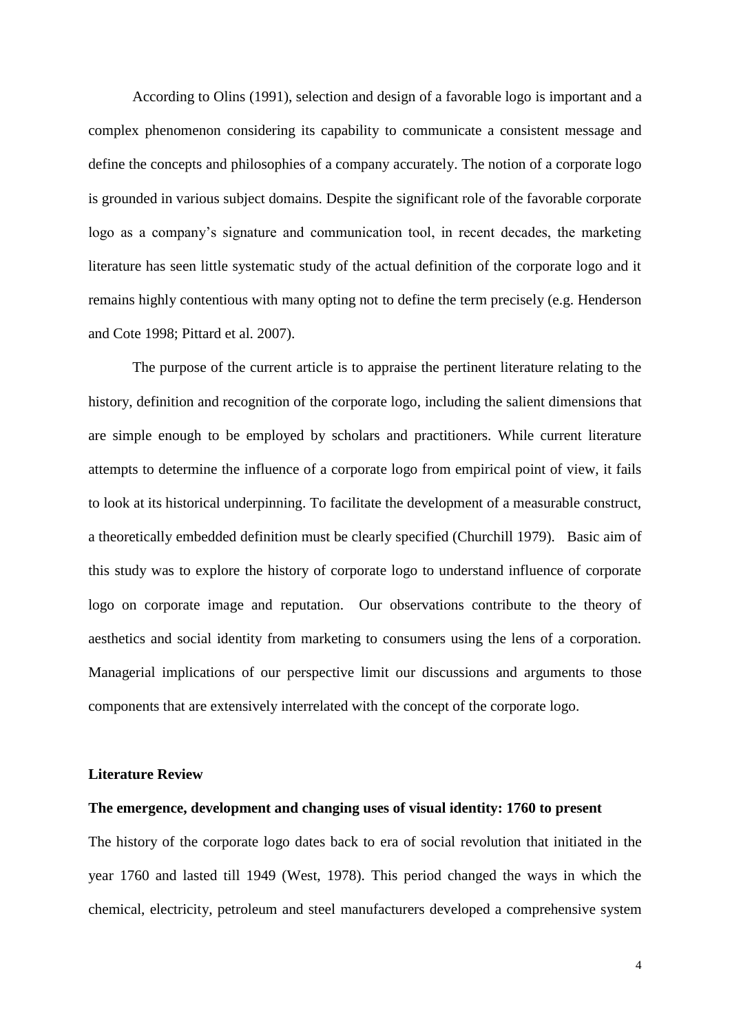According to Olins (1991), selection and design of a favorable logo is important and a complex phenomenon considering its capability to communicate a consistent message and define the concepts and philosophies of a company accurately. The notion of a corporate logo is grounded in various subject domains. Despite the significant role of the favorable corporate logo as a company's signature and communication tool, in recent decades, the marketing literature has seen little systematic study of the actual definition of the corporate logo and it remains highly contentious with many opting not to define the term precisely (e.g. Henderson and Cote 1998; Pittard et al. 2007).

The purpose of the current article is to appraise the pertinent literature relating to the history, definition and recognition of the corporate logo, including the salient dimensions that are simple enough to be employed by scholars and practitioners. While current literature attempts to determine the influence of a corporate logo from empirical point of view, it fails to look at its historical underpinning. To facilitate the development of a measurable construct, a theoretically embedded definition must be clearly specified (Churchill 1979). Basic aim of this study was to explore the history of corporate logo to understand influence of corporate logo on corporate image and reputation. Our observations contribute to the theory of aesthetics and social identity from marketing to consumers using the lens of a corporation. Managerial implications of our perspective limit our discussions and arguments to those components that are extensively interrelated with the concept of the corporate logo.

## Literature Review

### The emergence, development and changing uses of visual identity: 1760 to present

The history of the corporate logo dates back to era of social revolution that initiated in the year 1760 and lasted till 1949 (West, 1978). This period changed the ways in which the chemical, electricity, petroleum and steel manufacturers developed a comprehensive system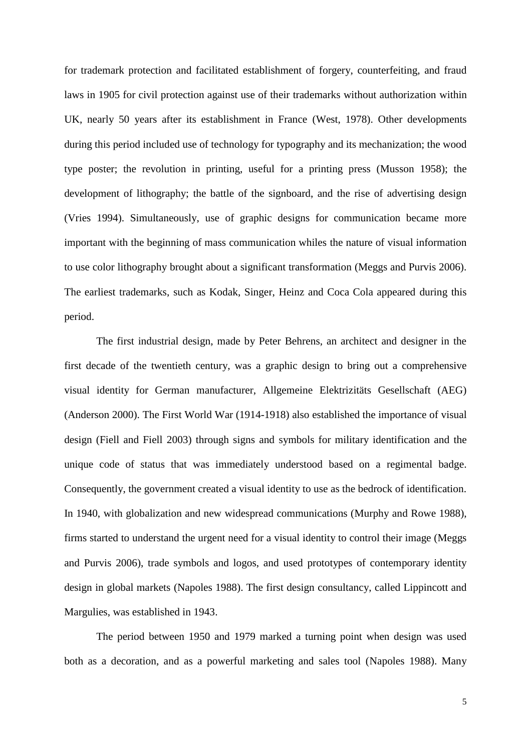for trademark protection and facilitated establishment of forgery, counterfeiting, and fraud laws in 1905 for civil protection against use of their trademarks without authorization within UK, nearly 50 years after its establishment in France (West, 1978). Other developments during this period included use of technology for typography and its mechanization; the wood type poster; the revolution in printing, useful for a printing press (Musson 1958); the development of lithography; the battle of the signboard, and the rise of advertising design (Vries 1994). Simultaneously, use of graphic designs for communication became more important with the beginning of mass communication whiles the nature of visual information to use color lithography brought about a significant transformation (Meggs and Purvis 2006). The earliest trademarks, such as Kodak, Singer, Heinz and Coca Cola appeared during this period.

The first industrial design, made by Peter Behrens, an architect and designer in the first decade of the twentieth century, was a graphic design to bring out a comprehensive visual identity for German manufacturer, Allgemeine Elektrizitäts Gesellschaft (AEG) (Anderson 2000). The First World War (1914-1918) also established the importance of visual design (Fiell and Fiell 2003) through signs and symbols for military identification and the unique code of status that was immediately understood based on a regimental badge. Consequently, the government created a visual identity to use as the bedrock of identification. In 1940, with globalization and new widespread communications (Murphy and Rowe 1988), firms started to understand the urgent need for a visual identity to control their image (Meggs and Purvis 2006), trade symbols and logos, and used prototypes of contemporary identity design in global markets (Napoles 1988). The first design consultancy, called Lippincott and Margulies, was established in 1943.

The period between 1950 and 1979 marked a turning point when design was used both as a decoration, and as a powerful marketing and sales tool (Napoles 1988). Many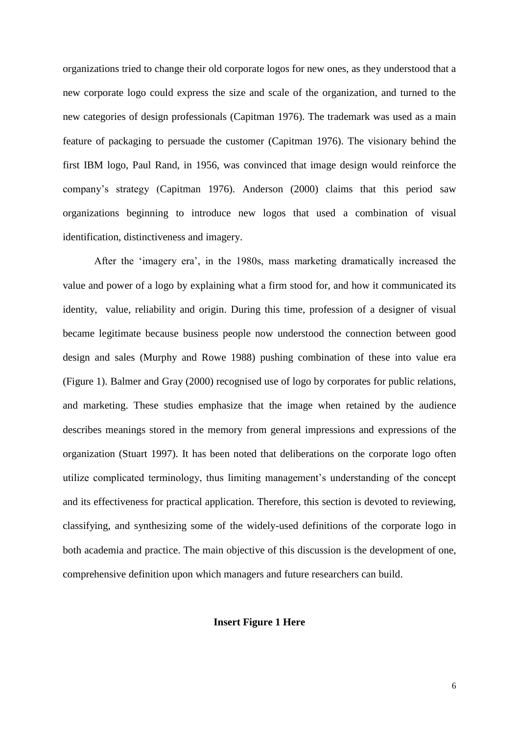organizations tried to change their old corporate logos for new ones, as they understood that a new corporate logo could express the size and scale of the organization, and turned to the new categories of design professionals (Capitman 1976). The trademark was used as a main feature of packaging to persuade the customer (Capitman 1976). The visionary behind the first IBM logo, Paul Rand, in 1956, was convinced that image design would reinforce the company's strategy (Capitman 1976). Anderson (2000) claims that this period saw organizations beginning to introduce new logos that used a combination of visual identification, distinctiveness and imagery.

After the 'imagery era', in the 1980s, mass marketing dramatically increased the value and power of a logo by explaining what a firm stood for, and how it communicated its identity, value, reliability and origin. During this time, profession of a designer of visual became legitimate because business people now understood the connection between good design and sales (Murphy and Rowe 1988) pushing combination of these into value era (Figure 1). Balmer and Gray (2000) recognised use of logo by corporates for public relations, and marketing. These studies emphasize that the image when retained by the audience describes meanings stored in the memory from general impressions and expressions of the organization (Stuart 1997). It has been noted that deliberations on the corporate logo often utilize complicated terminology, thus limiting management's understanding of the concept and its effectiveness for practical application. Therefore, this section is devoted to reviewing, classifying, and synthesizing some of the widely-used definitions of the corporate logo in both academia and practice. The main objective of this discussion is the development of one, comprehensive definition upon which managers and future researchers can build.

**Insert Figure 1 Here**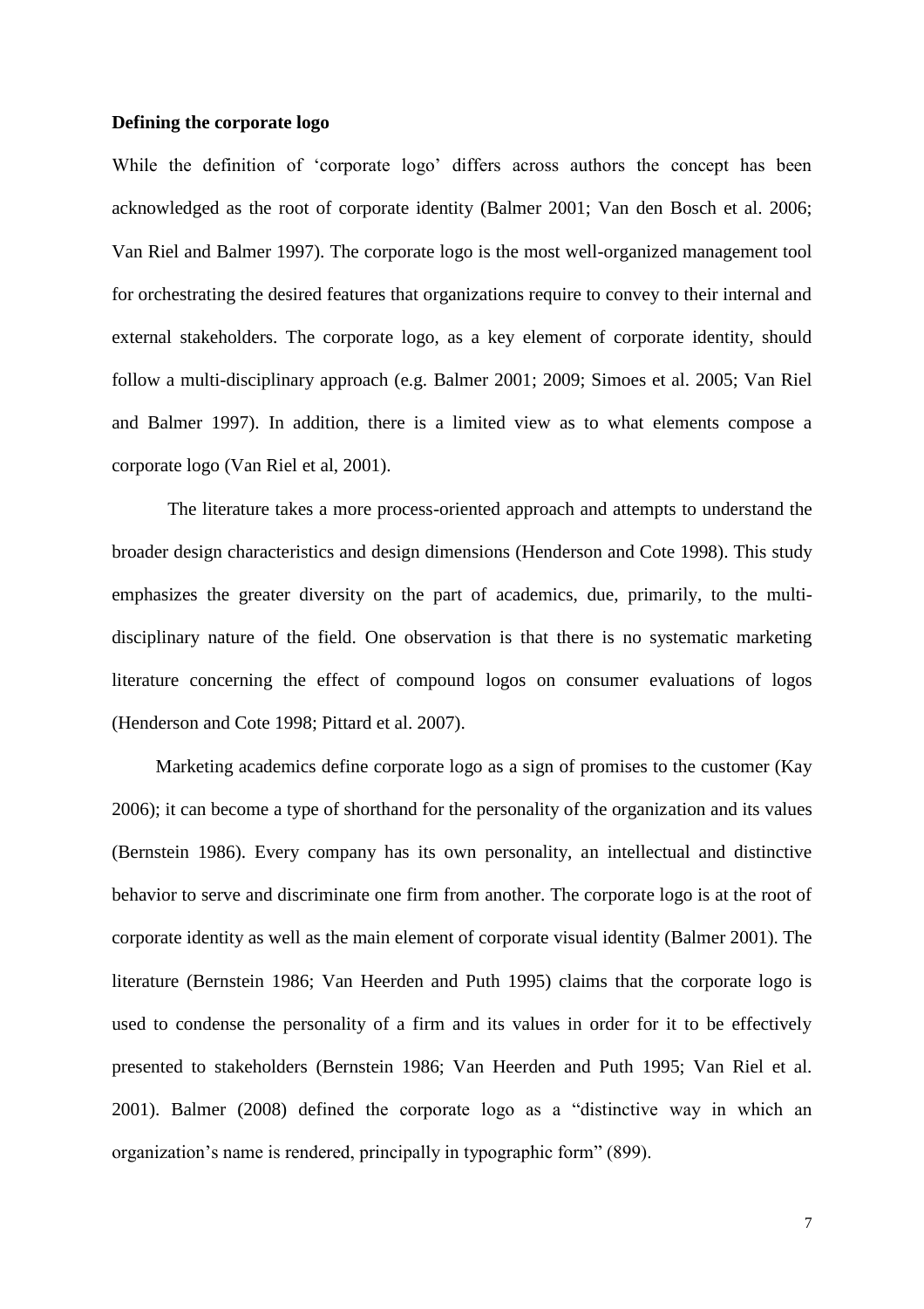**Defining the corporate logo**

While the definition of 'corporate logo' differs across authors the concept has been acknowledged as the root of corporate identity (Balmer 2001; Van den Bosch et al. 2006; Van Riel and Balmer 1997). The corporate logo is the most well-organized management tool for orchestrating the desired features that organizations require to convey to their internal and external stakeholders. The corporate logo, as a key element of corporate identity, should follow a multi-disciplinary approach (e.g. Balmer 2001; 2009; Simoes et al. 2005; Van Riel and Balmer 1997). In addition, there is a limited view as to what elements compose a corporate logo (Van Riel et al, 2001).

The literature takes a more process-oriented approach and attempts to understand the broader design characteristics and design dimensions (Henderson and Cote 1998). This study emphasizes the greater diversity on the part of academics, due, primarily, to the multi-disciplinary nature of the field. One observation is that there is no systematic marketing literature concerning the effect of compound logos on consumer evaluations of logos (Henderson and Cote 1998; Pittard et al. 2007).

Marketing academics define corporate logo as a sign of promises to the customer (Kay 2006); it can become a type of shorthand for the personality of the organization and its values (Bernstein 1986). Every company has its own personality, an intellectual and distinctive behavior to serve and discriminate one firm from another. The corporate logo is at the root of corporate identity as well as the main element of corporate visual identity (Balmer 2001). The literature (Bernstein 1986; Van Heerden and Puth 1995) claims that the corporate logo is used to condense the personality of a firm and its values in order for it to be effectively presented to stakeholders (Bernstein 1986; Van Heerden and Puth 1995; Van Riel et al. 2001). Balmer (2008) defined the corporate logo as a "distinctive way in which an organization's name is rendered, principally in typographic form" (899).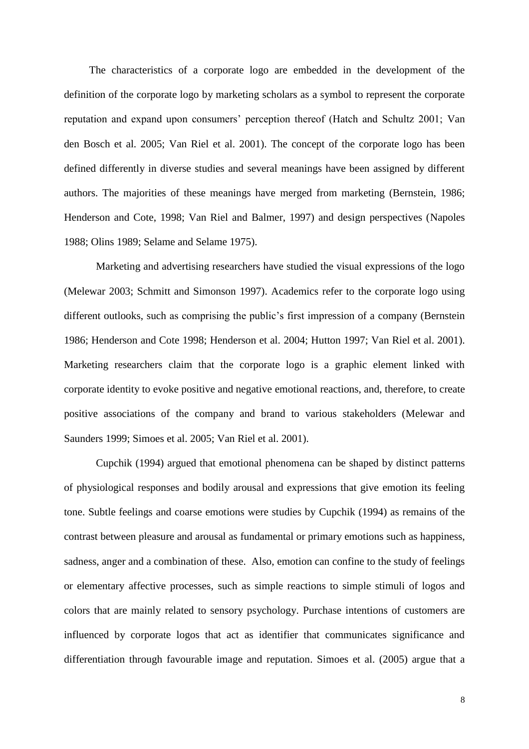The characteristics of a corporate logo are embedded in the development of the definition of the corporate logo by marketing scholars as a symbol to represent the corporate reputation and expand upon consumers' perception thereof (Hatch and Schultz 2001; Van den Bosch et al. 2005; Van Riel et al. 2001). The concept of the corporate logo has been defined differently in diverse studies and several meanings have been assigned by different authors. The majorities of these meanings have merged from marketing (Bernstein, 1986; Henderson and Cote, 1998; Van Riel and Balmer, 1997) and design perspectives (Napoles 1988; Olins 1989; Selame and Selame 1975).

Marketing and advertising researchers have studied the visual expressions of the logo (Melewar 2003; Schmitt and Simonson 1997). Academics refer to the corporate logo using different outlooks, such as comprising the public's first impression of a company (Bernstein 1986; Henderson and Cote 1998; Henderson et al. 2004; Hutton 1997; Van Riel et al. 2001). Marketing researchers claim that the corporate logo is a graphic element linked with corporate identity to evoke positive and negative emotional reactions, and, therefore, to create positive associations of the company and brand to various stakeholders (Melewar and Saunders 1999; Simoes et al. 2005; Van Riel et al. 2001).

Cupchik (1994) argued that emotional phenomena can be shaped by distinct patterns of physiological responses and bodily arousal and expressions that give emotion its feeling tone. Subtle feelings and coarse emotions were studies by Cupchik (1994) as remains of the contrast between pleasure and arousal as fundamental or primary emotions such as happiness, sadness, anger and a combination of these. Also, emotion can confine to the study of feelings or elementary affective processes, such as simple reactions to simple stimuli of logos and colors that are mainly related to sensory psychology. Purchase intentions of customers are influenced by corporate logos that act as identifier that communicates significance and differentiation through favourable image and reputation. Simoes et al. (2005) argue that a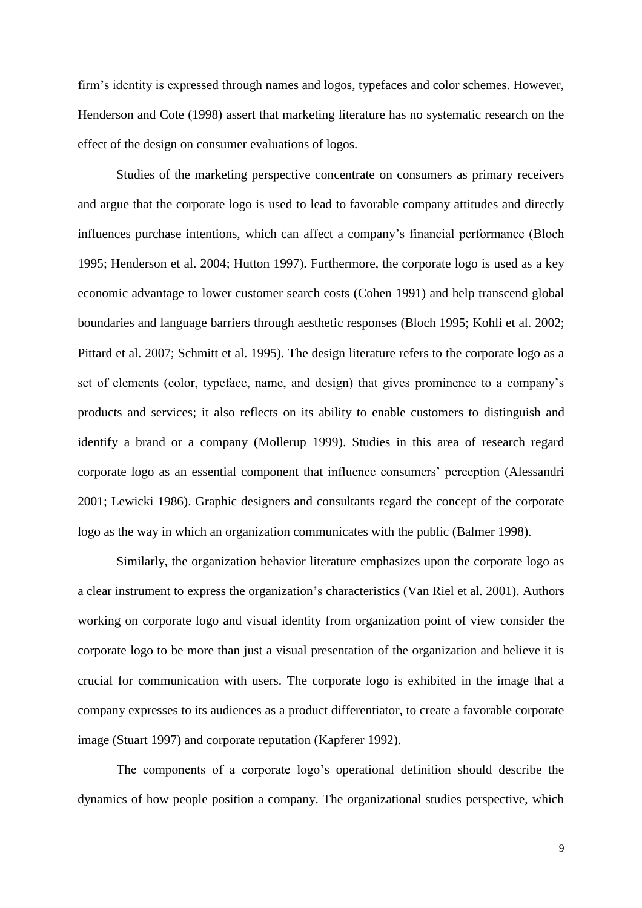firm's identity is expressed through names and logos, typefaces and color schemes. However, Henderson and Cote (1998) assert that marketing literature has no systematic research on the effect of the design on consumer evaluations of logos.

Studies of the marketing perspective concentrate on consumers as primary receivers and argue that the corporate logo is used to lead to favorable company attitudes and directly influences purchase intentions, which can affect a company's financial performance (Bloch 1995; Henderson et al. 2004; Hutton 1997). Furthermore, the corporate logo is used as a key economic advantage to lower customer search costs (Cohen 1991) and help transcend global boundaries and language barriers through aesthetic responses (Bloch 1995; Kohli et al. 2002; Pittard et al. 2007; Schmitt et al. 1995). The design literature refers to the corporate logo as a set of elements (color, typeface, name, and design) that gives prominence to a company's products and services; it also reflects on its ability to enable customers to distinguish and identify a brand or a company (Mollerup 1999). Studies in this area of research regard corporate logo as an essential component that influence consumers' perception (Alessandri 2001; Lewicki 1986). Graphic designers and consultants regard the concept of the corporate logo as the way in which an organization communicates with the public (Balmer 1998).

Similarly, the organization behavior literature emphasizes upon the corporate logo as a clear instrument to express the organization's characteristics (Van Riel et al. 2001). Authors working on corporate logo and visual identity from organization point of view consider the corporate logo to be more than just a visual presentation of the organization and believe it is crucial for communication with users. The corporate logo is exhibited in the image that a company expresses to its audiences as a product differentiator, to create a favorable corporate image (Stuart 1997) and corporate reputation (Kapferer 1992).

The components of a corporate logo's operational definition should describe the dynamics of how people position a company. The organizational studies perspective, which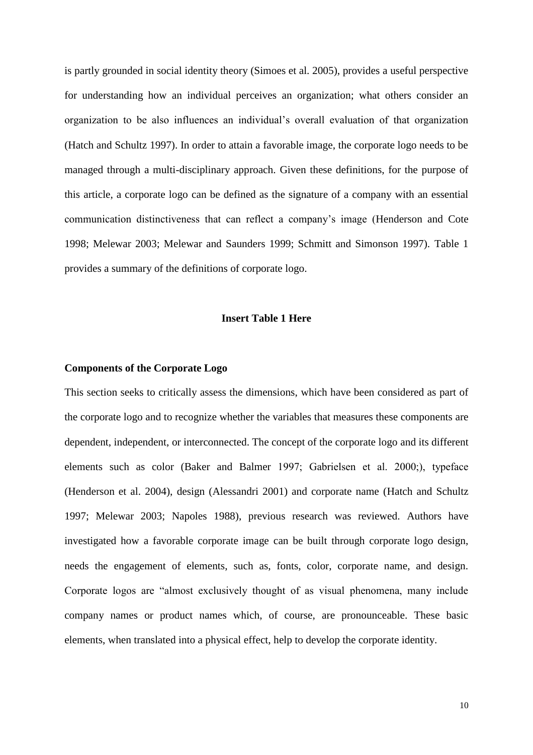is partly grounded in social identity theory (Simoes et al. 2005), provides a useful perspective for understanding how an individual perceives an organization; what others consider an organization to be also influences an individual's overall evaluation of that organization (Hatch and Schultz 1997). In order to attain a favorable image, the corporate logo needs to be managed through a multi-disciplinary approach. Given these definitions, for the purpose of this article, a corporate logo can be defined as the signature of a company with an essential communication distinctiveness that can reflect a company's image (Henderson and Cote 1998; Melewar 2003; Melewar and Saunders 1999; Schmitt and Simonson 1997). Table 1 provides a summary of the definitions of corporate logo.

**Insert Table 1 Here**

**Components of the Corporate Logo**

This section seeks to critically assess the dimensions, which have been considered as part of the corporate logo and to recognize whether the variables that measures these components are dependent, independent, or interconnected. The concept of the corporate logo and its different elements such as color (Baker and Balmer 1997; Gabrielsen et al. 2000;), typeface (Henderson et al. 2004), design (Alessandri 2001) and corporate name (Hatch and Schultz 1997; Melewar 2003; Napoles 1988), previous research was reviewed. Authors have investigated how a favorable corporate image can be built through corporate logo design, needs the engagement of elements, such as, fonts, color, corporate name, and design. Corporate logos are "almost exclusively thought of as visual phenomena, many include company names or product names which, of course, are pronounceable. These basic elements, when translated into a physical effect, help to develop the corporate identity.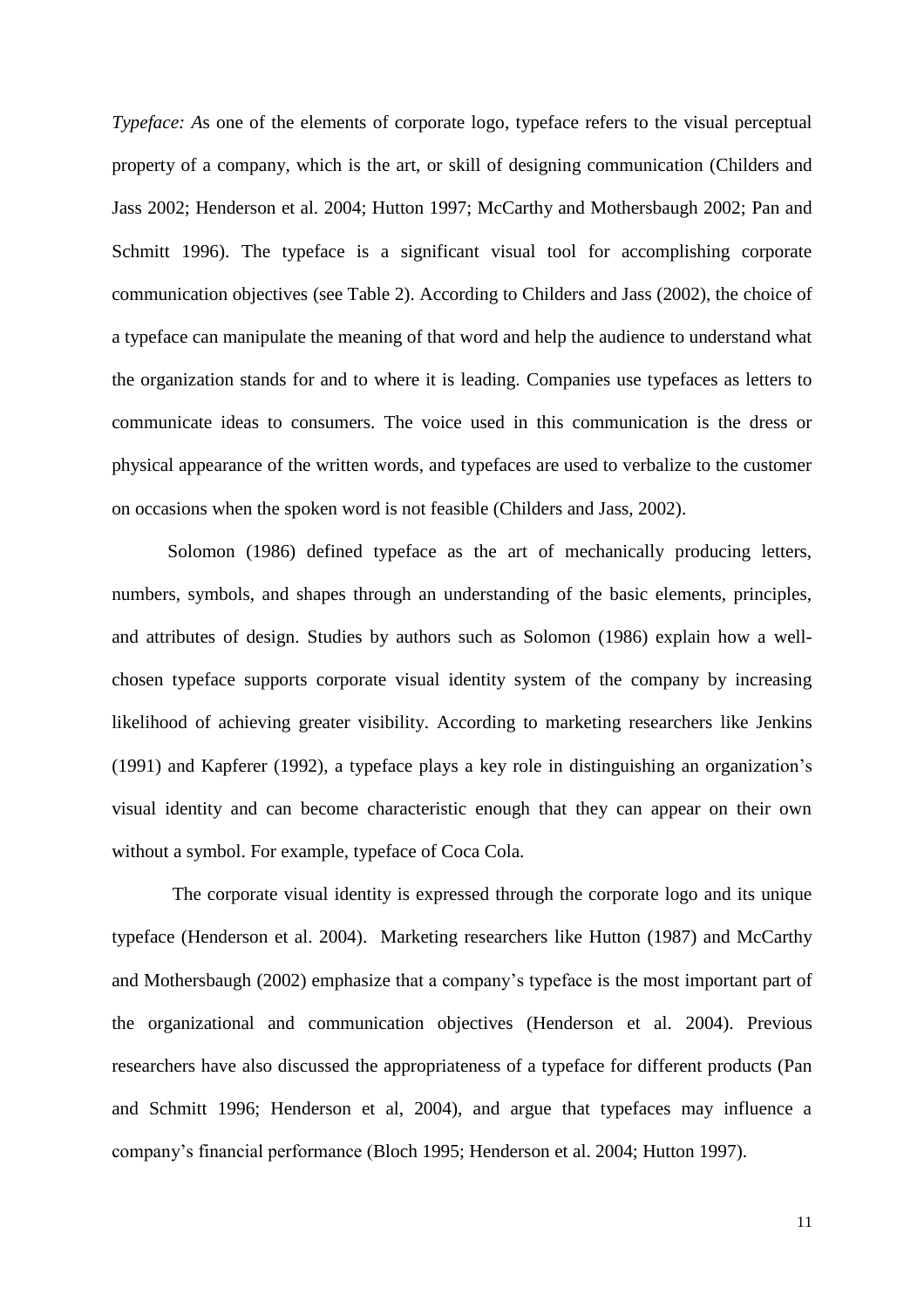*Typeface: A*s one of the elements of corporate logo, typeface refers to the visual perceptual property of a company, which is the art, or skill of designing communication (Childers and Jass 2002; Henderson et al. 2004; Hutton 1997; McCarthy and Mothersbaugh 2002; Pan and Schmitt 1996). The typeface is a significant visual tool for accomplishing corporate communication objectives (see Table 2). According to Childers and Jass (2002), the choice of a typeface can manipulate the meaning of that word and help the audience to understand what the organization stands for and to where it is leading. Companies use typefaces as letters to communicate ideas to consumers. The voice used in this communication is the dress or physical appearance of the written words, and typefaces are used to verbalize to the customer on occasions when the spoken word is not feasible (Childers and Jass, 2002).

Solomon (1986) defined typeface as the art of mechanically producing letters, numbers, symbols, and shapes through an understanding of the basic elements, principles, and attributes of design. Studies by authors such as Solomon (1986) explain how a well-chosen typeface supports corporate visual identity system of the company by increasing likelihood of achieving greater visibility. According to marketing researchers like Jenkins (1991) and Kapferer (1992), a typeface plays a key role in distinguishing an organization's visual identity and can become characteristic enough that they can appear on their own without a symbol. For example, typeface of Coca Cola.

The corporate visual identity is expressed through the corporate logo and its unique typeface (Henderson et al. 2004). Marketing researchers like Hutton (1987) and McCarthy and Mothersbaugh (2002) emphasize that a company's typeface is the most important part of the organizational and communication objectives (Henderson et al. 2004). Previous researchers have also discussed the appropriateness of a typeface for different products (Pan and Schmitt 1996; Henderson et al, 2004), and argue that typefaces may influence a company's financial performance (Bloch 1995; Henderson et al. 2004; Hutton 1997).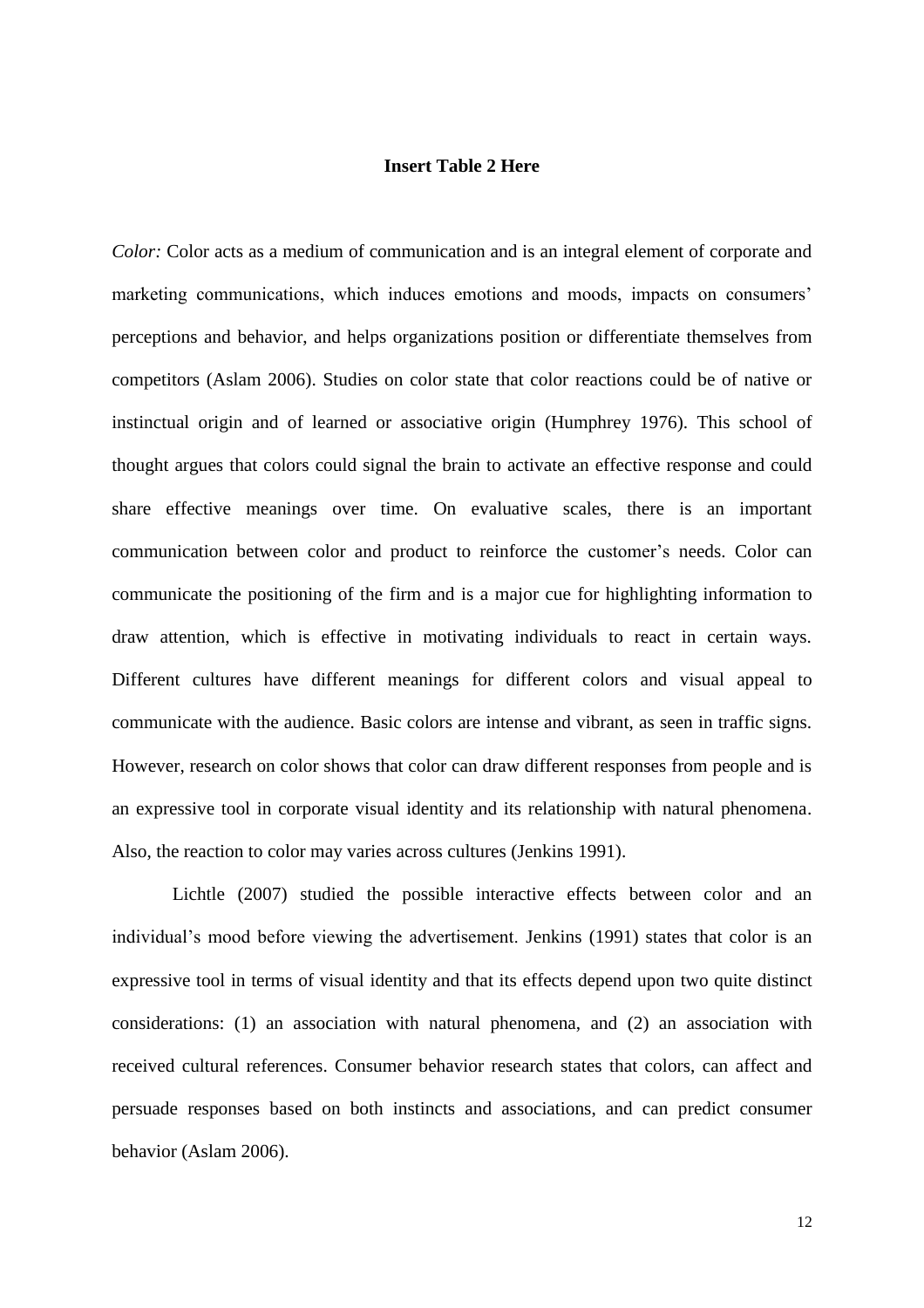**Insert Table 2 Here**

*Color:* Color acts as a medium of communication and is an integral element of corporate and marketing communications, which induces emotions and moods, impacts on consumers' perceptions and behavior, and helps organizations position or differentiate themselves from competitors (Aslam 2006). Studies on color state that color reactions could be of native or instinctual origin and of learned or associative origin (Humphrey 1976). This school of thought argues that colors could signal the brain to activate an effective response and could share effective meanings over time. On evaluative scales, there is an important communication between color and product to reinforce the customer's needs. Color can communicate the positioning of the firm and is a major cue for highlighting information to draw attention, which is effective in motivating individuals to react in certain ways. Different cultures have different meanings for different colors and visual appeal to communicate with the audience. Basic colors are intense and vibrant, as seen in traffic signs. However, research on color shows that color can draw different responses from people and is an expressive tool in corporate visual identity and its relationship with natural phenomena. Also, the reaction to color may varies across cultures (Jenkins 1991).

Lichtle (2007) studied the possible interactive effects between color and an individual's mood before viewing the advertisement. Jenkins (1991) states that color is an expressive tool in terms of visual identity and that its effects depend upon two quite distinct considerations: (1) an association with natural phenomena, and (2) an association with received cultural references. Consumer behavior research states that colors, can affect and persuade responses based on both instincts and associations, and can predict consumer behavior (Aslam 2006).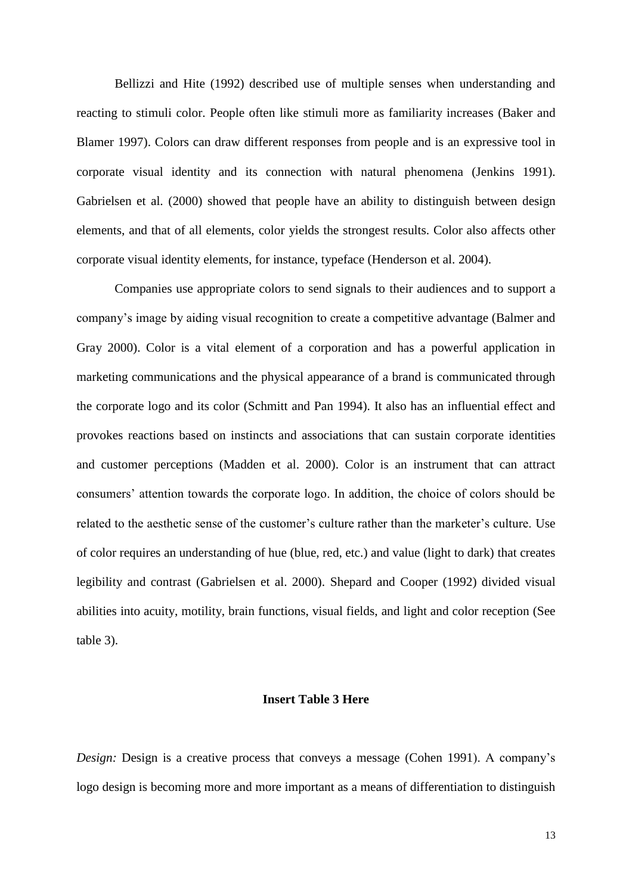Bellizzi and Hite (1992) described use of multiple senses when understanding and reacting to stimuli color. People often like stimuli more as familiarity increases (Baker and Blamer 1997). Colors can draw different responses from people and is an expressive tool in corporate visual identity and its connection with natural phenomena (Jenkins 1991). Gabrielsen et al. (2000) showed that people have an ability to distinguish between design elements, and that of all elements, color yields the strongest results. Color also affects other corporate visual identity elements, for instance, typeface (Henderson et al. 2004).

Companies use appropriate colors to send signals to their audiences and to support a company's image by aiding visual recognition to create a competitive advantage (Balmer and Gray 2000). Color is a vital element of a corporation and has a powerful application in marketing communications and the physical appearance of a brand is communicated through the corporate logo and its color (Schmitt and Pan 1994). It also has an influential effect and provokes reactions based on instincts and associations that can sustain corporate identities and customer perceptions (Madden et al. 2000). Color is an instrument that can attract consumers' attention towards the corporate logo. In addition, the choice of colors should be related to the aesthetic sense of the customer's culture rather than the marketer's culture. Use of color requires an understanding of hue (blue, red, etc.) and value (light to dark) that creates legibility and contrast (Gabrielsen et al. 2000). Shepard and Cooper (1992) divided visual abilities into acuity, motility, brain functions, visual fields, and light and color reception (See table 3).

**Insert Table 3 Here**

*Design:* Design is a creative process that conveys a message (Cohen 1991). A company's logo design is becoming more and more important as a means of differentiation to distinguish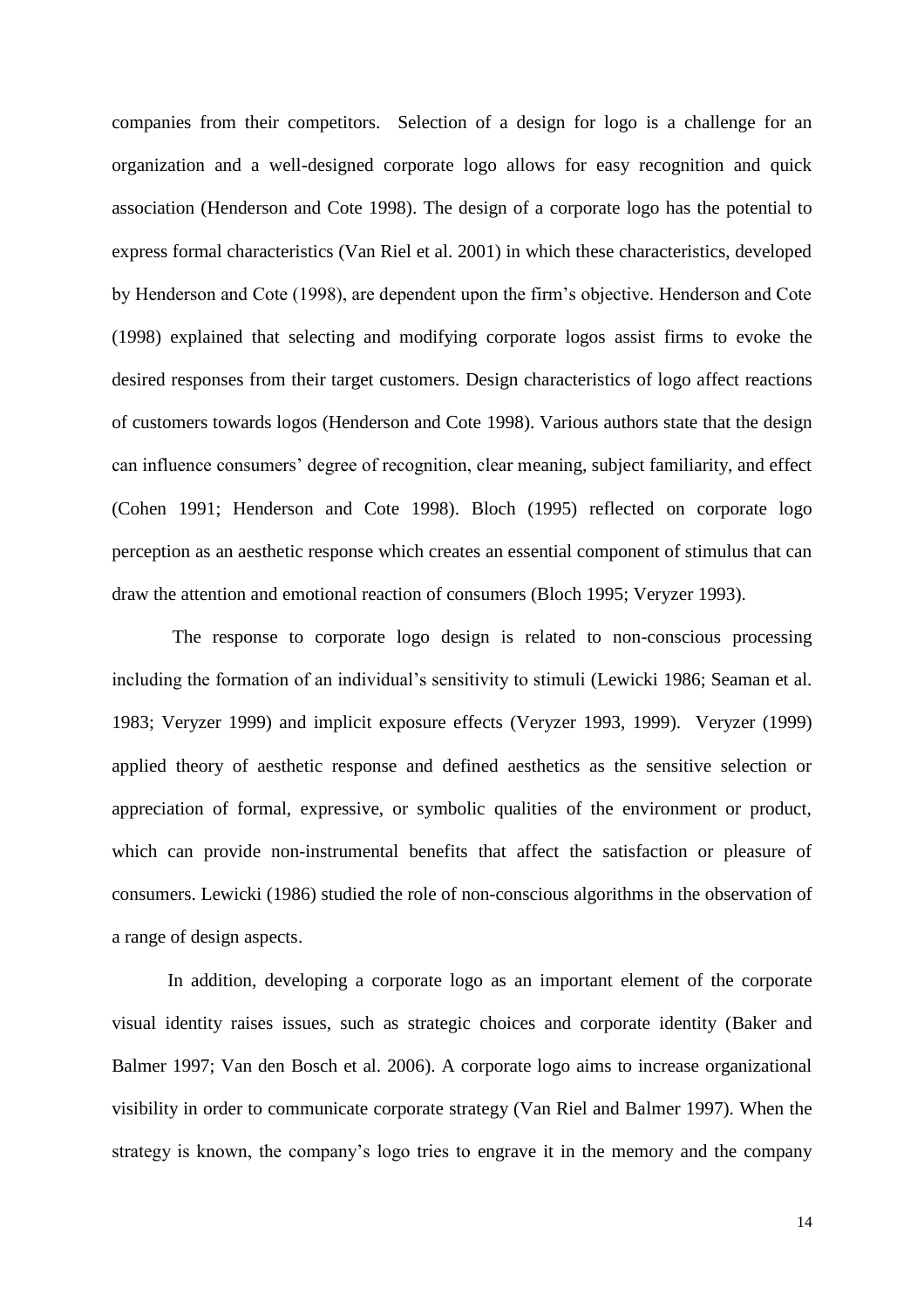companies from their competitors. Selection of a design for logo is a challenge for an organization and a well-designed corporate logo allows for easy recognition and quick association (Henderson and Cote 1998). The design of a corporate logo has the potential to express formal characteristics (Van Riel et al. 2001) in which these characteristics, developed by Henderson and Cote (1998), are dependent upon the firm's objective. Henderson and Cote (1998) explained that selecting and modifying corporate logos assist firms to evoke the desired responses from their target customers. Design characteristics of logo affect reactions of customers towards logos (Henderson and Cote 1998). Various authors state that the design can influence consumers' degree of recognition, clear meaning, subject familiarity, and effect (Cohen 1991; Henderson and Cote 1998). Bloch (1995) reflected on corporate logo perception as an aesthetic response which creates an essential component of stimulus that can draw the attention and emotional reaction of consumers (Bloch 1995; Veryzer 1993).

The response to corporate logo design is related to non-conscious processing including the formation of an individual's sensitivity to stimuli (Lewicki 1986; Seaman et al. 1983; Veryzer 1999) and implicit exposure effects (Veryzer 1993, 1999). Veryzer (1999) applied theory of aesthetic response and defined aesthetics as the sensitive selection or appreciation of formal, expressive, or symbolic qualities of the environment or product, which can provide non-instrumental benefits that affect the satisfaction or pleasure of consumers. Lewicki (1986) studied the role of non-conscious algorithms in the observation of a range of design aspects.

In addition, developing a corporate logo as an important element of the corporate visual identity raises issues, such as strategic choices and corporate identity (Baker and Balmer 1997; Van den Bosch et al. 2006). A corporate logo aims to increase organizational visibility in order to communicate corporate strategy (Van Riel and Balmer 1997). When the strategy is known, the company's logo tries to engrave it in the memory and the company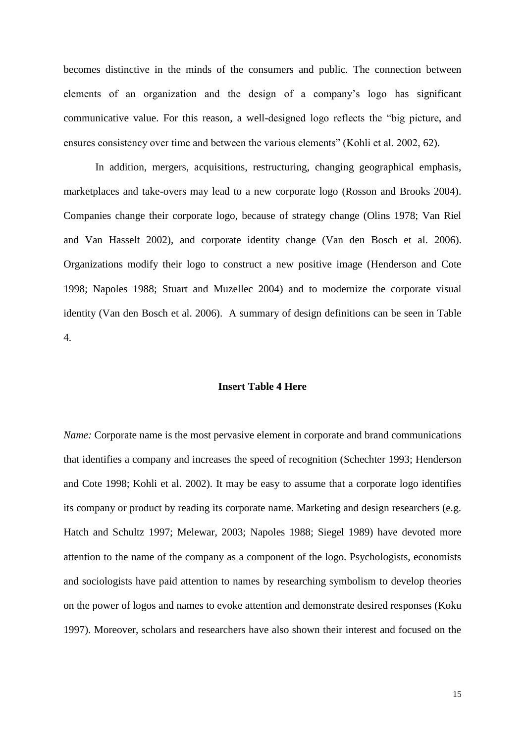becomes distinctive in the minds of the consumers and public. The connection between elements of an organization and the design of a company's logo has significant communicative value. For this reason, a well-designed logo reflects the "big picture, and ensures consistency over time and between the various elements" (Kohli et al. 2002, 62).

In addition, mergers, acquisitions, restructuring, changing geographical emphasis, marketplaces and take-overs may lead to a new corporate logo (Rosson and Brooks 2004). Companies change their corporate logo, because of strategy change (Olins 1978; Van Riel and Van Hasselt 2002), and corporate identity change (Van den Bosch et al. 2006). Organizations modify their logo to construct a new positive image (Henderson and Cote 1998; Napoles 1988; Stuart and Muzellec 2004) and to modernize the corporate visual identity (Van den Bosch et al. 2006). A summary of design definitions can be seen in Table 4.

**Insert Table 4 Here**

*Name:* Corporate name is the most pervasive element in corporate and brand communications that identifies a company and increases the speed of recognition (Schechter 1993; Henderson and Cote 1998; Kohli et al. 2002). It may be easy to assume that a corporate logo identifies its company or product by reading its corporate name. Marketing and design researchers (e.g. Hatch and Schultz 1997; Melewar, 2003; Napoles 1988; Siegel 1989) have devoted more attention to the name of the company as a component of the logo. Psychologists, economists and sociologists have paid attention to names by researching symbolism to develop theories on the power of logos and names to evoke attention and demonstrate desired responses (Koku 1997). Moreover, scholars and researchers have also shown their interest and focused on the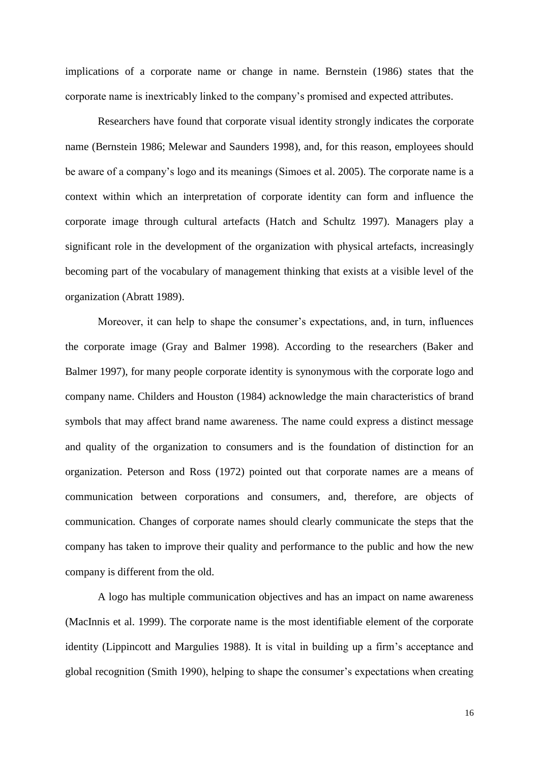implications of a corporate name or change in name. Bernstein (1986) states that the corporate name is inextricably linked to the company's promised and expected attributes.

Researchers have found that corporate visual identity strongly indicates the corporate name (Bernstein 1986; Melewar and Saunders 1998), and, for this reason, employees should be aware of a company's logo and its meanings (Simoes et al. 2005). The corporate name is a context within which an interpretation of corporate identity can form and influence the corporate image through cultural artefacts (Hatch and Schultz 1997). Managers play a significant role in the development of the organization with physical artefacts, increasingly becoming part of the vocabulary of management thinking that exists at a visible level of the organization (Abratt 1989).

Moreover, it can help to shape the consumer's expectations, and, in turn, influences the corporate image (Gray and Balmer 1998). According to the researchers (Baker and Balmer 1997), for many people corporate identity is synonymous with the corporate logo and company name. Childers and Houston (1984) acknowledge the main characteristics of brand symbols that may affect brand name awareness. The name could express a distinct message and quality of the organization to consumers and is the foundation of distinction for an organization. Peterson and Ross (1972) pointed out that corporate names are a means of communication between corporations and consumers, and, therefore, are objects of communication. Changes of corporate names should clearly communicate the steps that the company has taken to improve their quality and performance to the public and how the new company is different from the old.

A logo has multiple communication objectives and has an impact on name awareness (MacInnis et al. 1999). The corporate name is the most identifiable element of the corporate identity (Lippincott and Margulies 1988). It is vital in building up a firm's acceptance and global recognition (Smith 1990), helping to shape the consumer's expectations when creating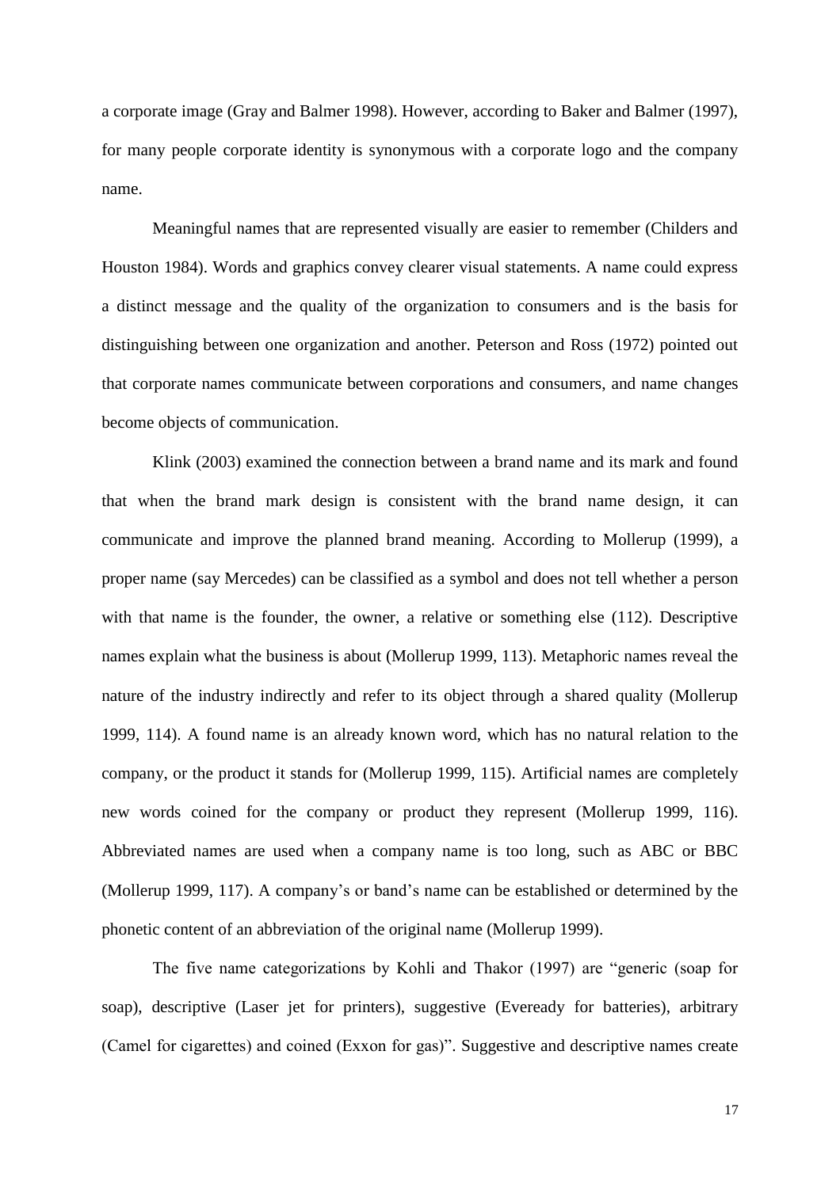a corporate image (Gray and Balmer 1998). However, according to Baker and Balmer (1997), for many people corporate identity is synonymous with a corporate logo and the company name.

Meaningful names that are represented visually are easier to remember (Childers and Houston 1984). Words and graphics convey clearer visual statements. A name could express a distinct message and the quality of the organization to consumers and is the basis for distinguishing between one organization and another. Peterson and Ross (1972) pointed out that corporate names communicate between corporations and consumers, and name changes become objects of communication.

Klink (2003) examined the connection between a brand name and its mark and found that when the brand mark design is consistent with the brand name design, it can communicate and improve the planned brand meaning. According to Mollerup (1999), a proper name (say Mercedes) can be classified as a symbol and does not tell whether a person with that name is the founder, the owner, a relative or something else (112). Descriptive names explain what the business is about (Mollerup 1999, 113). Metaphoric names reveal the nature of the industry indirectly and refer to its object through a shared quality (Mollerup 1999, 114). A found name is an already known word, which has no natural relation to the company, or the product it stands for (Mollerup 1999, 115). Artificial names are completely new words coined for the company or product they represent (Mollerup 1999, 116). Abbreviated names are used when a company name is too long, such as ABC or BBC (Mollerup 1999, 117). A company's or band's name can be established or determined by the phonetic content of an abbreviation of the original name (Mollerup 1999).

The five name categorizations by Kohli and Thakor (1997) are "generic (soap for soap), descriptive (Laser jet for printers), suggestive (Eveready for batteries), arbitrary (Camel for cigarettes) and coined (Exxon for gas)". Suggestive and descriptive names create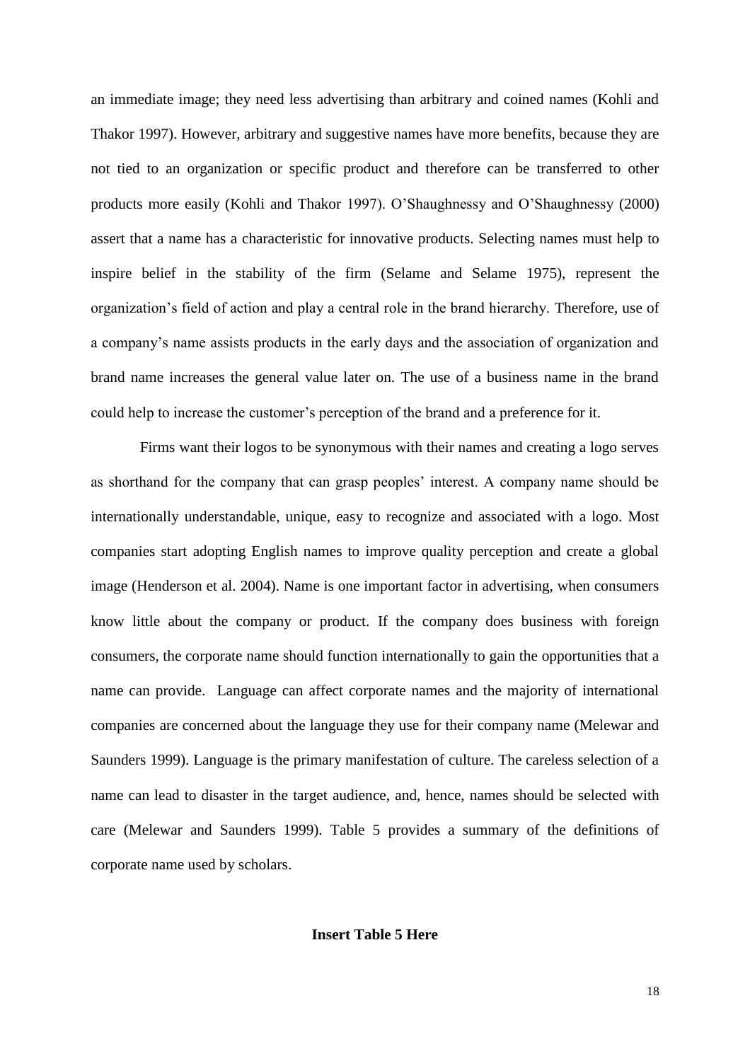an immediate image; they need less advertising than arbitrary and coined names (Kohli and Thakor 1997). However, arbitrary and suggestive names have more benefits, because they are not tied to an organization or specific product and therefore can be transferred to other products more easily (Kohli and Thakor 1997). O'Shaughnessy and O'Shaughnessy (2000) assert that a name has a characteristic for innovative products. Selecting names must help to inspire belief in the stability of the firm (Selame and Selame 1975), represent the organization's field of action and play a central role in the brand hierarchy. Therefore, use of a company's name assists products in the early days and the association of organization and brand name increases the general value later on. The use of a business name in the brand could help to increase the customer's perception of the brand and a preference for it.

Firms want their logos to be synonymous with their names and creating a logo serves as shorthand for the company that can grasp peoples' interest. A company name should be internationally understandable, unique, easy to recognize and associated with a logo. Most companies start adopting English names to improve quality perception and create a global image (Henderson et al. 2004). Name is one important factor in advertising, when consumers know little about the company or product. If the company does business with foreign consumers, the corporate name should function internationally to gain the opportunities that a name can provide. Language can affect corporate names and the majority of international companies are concerned about the language they use for their company name (Melewar and Saunders 1999). Language is the primary manifestation of culture. The careless selection of a name can lead to disaster in the target audience, and, hence, names should be selected with care (Melewar and Saunders 1999). Table 5 provides a summary of the definitions of corporate name used by scholars.

**Insert Table 5 Here**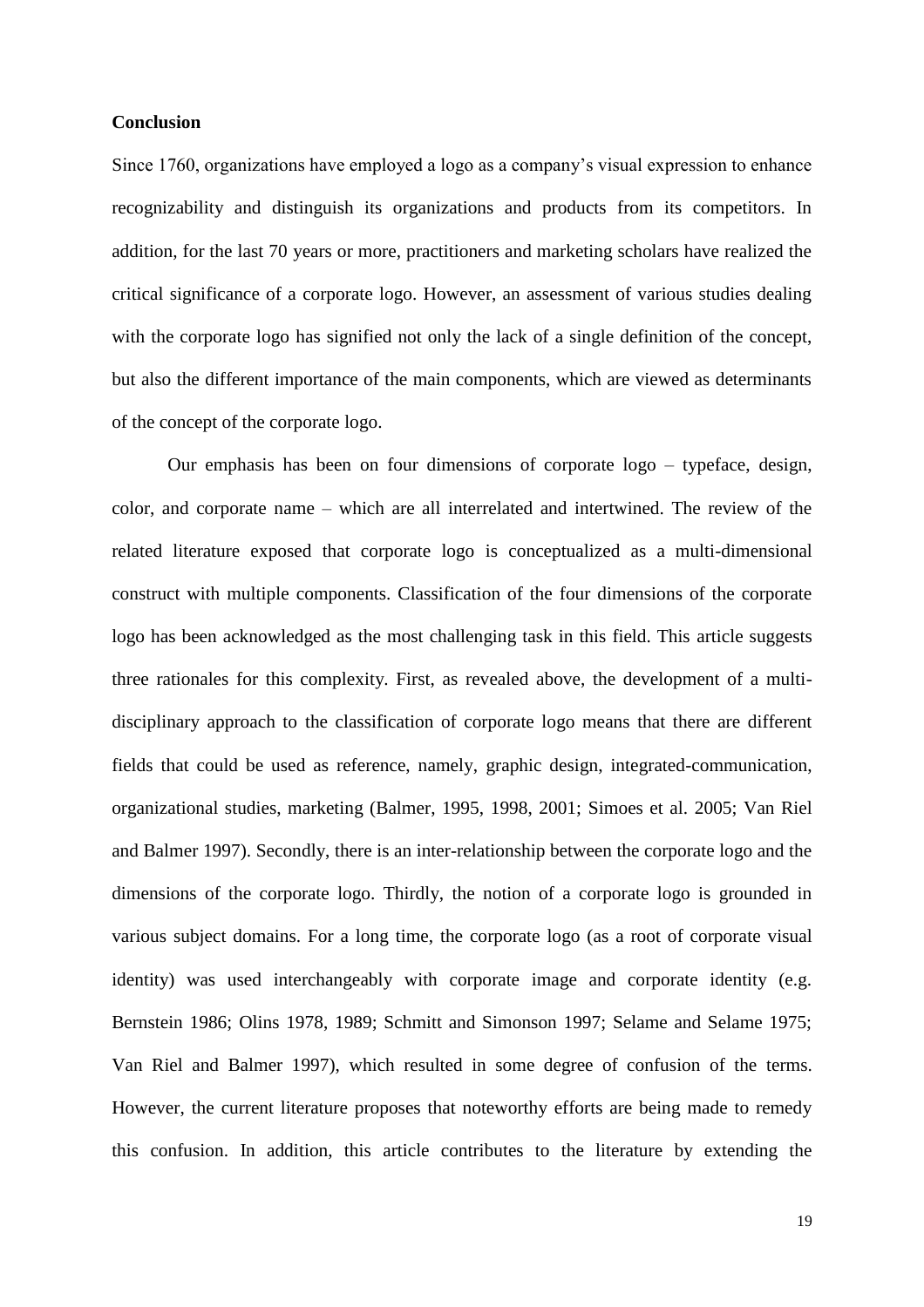**Conclusion**

Since 1760, organizations have employed a logo as a company's visual expression to enhance recognizability and distinguish its organizations and products from its competitors. In addition, for the last 70 years or more, practitioners and marketing scholars have realized the critical significance of a corporate logo. However, an assessment of various studies dealing with the corporate logo has signified not only the lack of a single definition of the concept, but also the different importance of the main components, which are viewed as determinants of the concept of the corporate logo.

Our emphasis has been on four dimensions of corporate logo – typeface, design, color, and corporate name – which are all interrelated and intertwined. The review of the related literature exposed that corporate logo is conceptualized as a multi-dimensional construct with multiple components. Classification of the four dimensions of the corporate logo has been acknowledged as the most challenging task in this field. This article suggests three rationales for this complexity. First, as revealed above, the development of a multi-disciplinary approach to the classification of corporate logo means that there are different fields that could be used as reference, namely, graphic design, integrated-communication, organizational studies, marketing (Balmer, 1995, 1998, 2001; Simoes et al. 2005; Van Riel and Balmer 1997). Secondly, there is an inter-relationship between the corporate logo and the dimensions of the corporate logo. Thirdly, the notion of a corporate logo is grounded in various subject domains. For a long time, the corporate logo (as a root of corporate visual identity) was used interchangeably with corporate image and corporate identity (e.g. Bernstein 1986; Olins 1978, 1989; Schmitt and Simonson 1997; Selame and Selame 1975; Van Riel and Balmer 1997), which resulted in some degree of confusion of the terms. However, the current literature proposes that noteworthy efforts are being made to remedy this confusion. In addition, this article contributes to the literature by extending the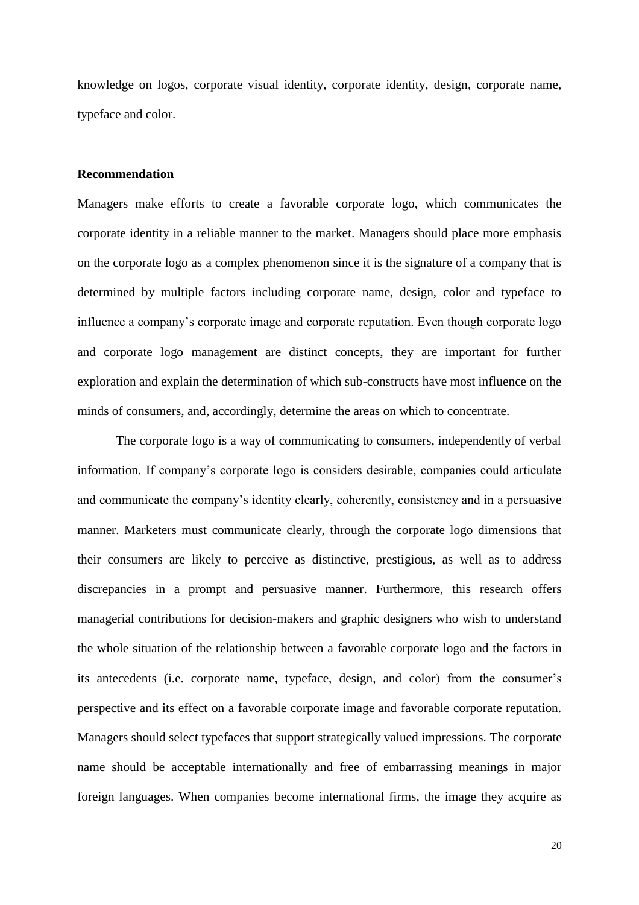knowledge on logos, corporate visual identity, corporate identity, design, corporate name, typeface and color.

**Recommendation**

Managers make efforts to create a favorable corporate logo, which communicates the corporate identity in a reliable manner to the market. Managers should place more emphasis on the corporate logo as a complex phenomenon since it is the signature of a company that is determined by multiple factors including corporate name, design, color and typeface to influence a company's corporate image and corporate reputation. Even though corporate logo and corporate logo management are distinct concepts, they are important for further exploration and explain the determination of which sub-constructs have most influence on the minds of consumers, and, accordingly, determine the areas on which to concentrate.

The corporate logo is a way of communicating to consumers, independently of verbal information. If company's corporate logo is considers desirable, companies could articulate and communicate the company's identity clearly, coherently, consistency and in a persuasive manner. Marketers must communicate clearly, through the corporate logo dimensions that their consumers are likely to perceive as distinctive, prestigious, as well as to address discrepancies in a prompt and persuasive manner. Furthermore, this research offers managerial contributions for decision-makers and graphic designers who wish to understand the whole situation of the relationship between a favorable corporate logo and the factors in its antecedents (i.e. corporate name, typeface, design, and color) from the consumer's perspective and its effect on a favorable corporate image and favorable corporate reputation. Managers should select typefaces that support strategically valued impressions. The corporate name should be acceptable internationally and free of embarrassing meanings in major foreign languages. When companies become international firms, the image they acquire as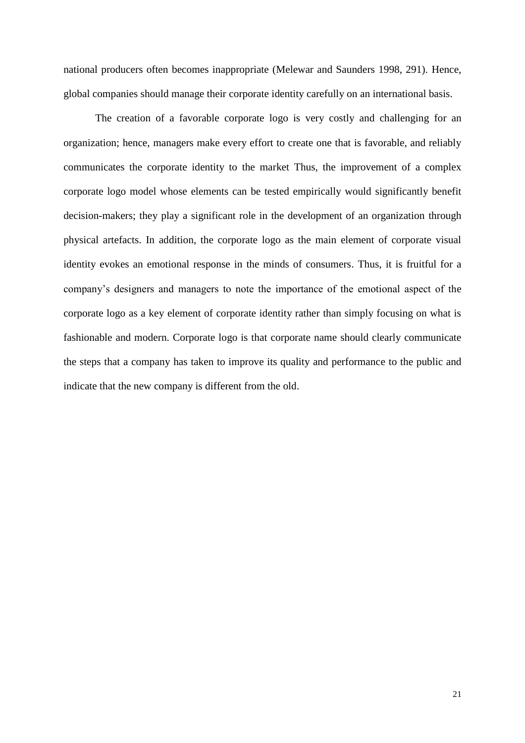national producers often becomes inappropriate (Melewar and Saunders 1998, 291). Hence, global companies should manage their corporate identity carefully on an international basis.

The creation of a favorable corporate logo is very costly and challenging for an organization; hence, managers make every effort to create one that is favorable, and reliably communicates the corporate identity to the market Thus, the improvement of a complex corporate logo model whose elements can be tested empirically would significantly benefit decision-makers; they play a significant role in the development of an organization through physical artefacts. In addition, the corporate logo as the main element of corporate visual identity evokes an emotional response in the minds of consumers. Thus, it is fruitful for a company's designers and managers to note the importance of the emotional aspect of the corporate logo as a key element of corporate identity rather than simply focusing on what is fashionable and modern. Corporate logo is that corporate name should clearly communicate the steps that a company has taken to improve its quality and performance to the public and indicate that the new company is different from the old.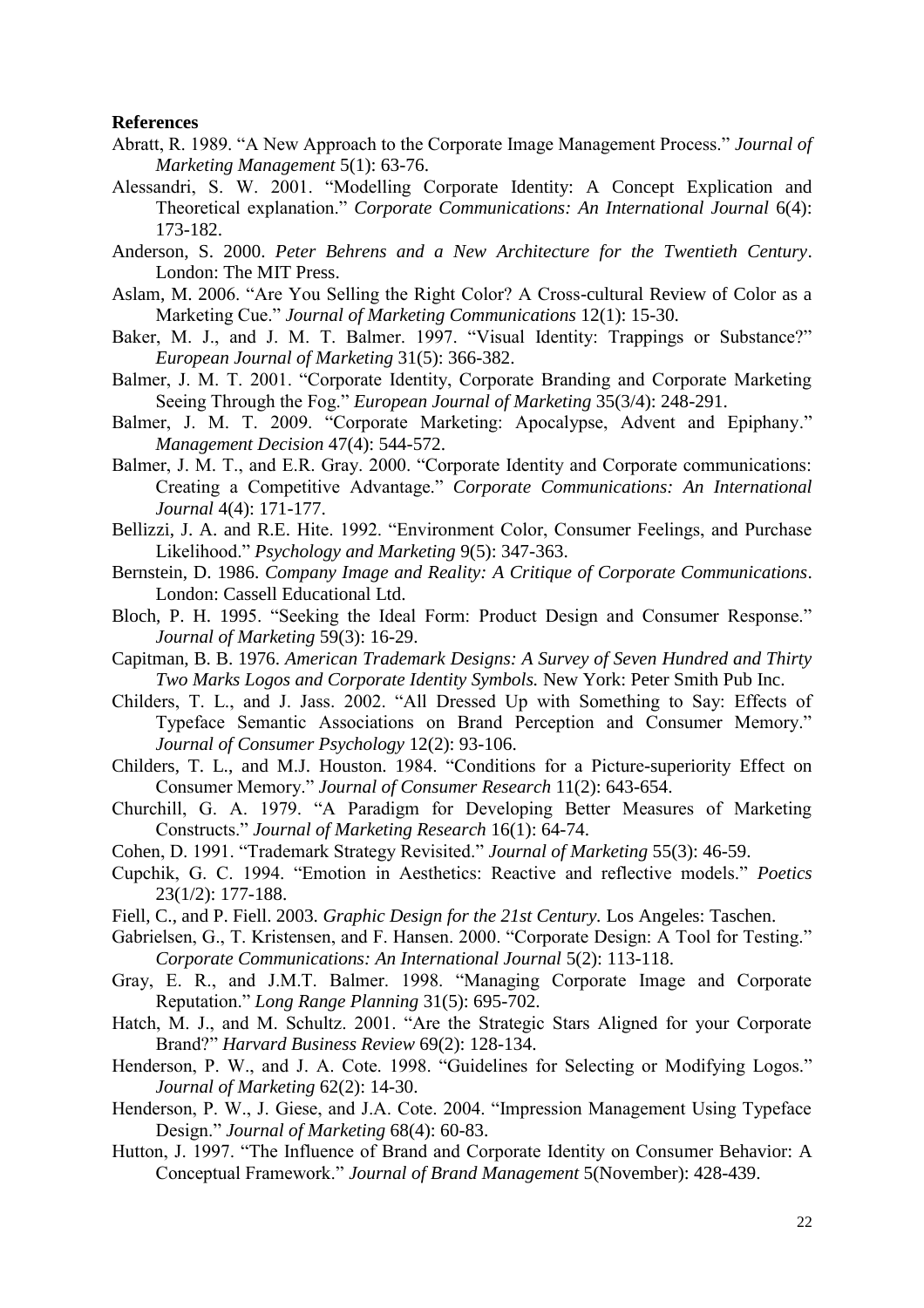**References**

Abratt, R. 1989. "A New Approach to the Corporate Image Management Process." *Journal of Marketing Management* 5(1): 63-76.

Alessandri, S. W. 2001. "Modelling Corporate Identity: A Concept Explication and Theoretical explanation." *Corporate Communications: An International Journal* 6(4): 173-182.

Anderson, S. 2000. *Peter Behrens and a New Architecture for the Twentieth Century*. London: The MIT Press.

Aslam, M. 2006. "Are You Selling the Right Color? A Cross-cultural Review of Color as a Marketing Cue." *Journal of Marketing Communications* 12(1): 15-30.

Baker, M. J., and J. M. T. Balmer. 1997. "Visual Identity: Trappings or Substance?" *European Journal of Marketing* 31(5): 366-382.

Balmer, J. M. T. 2001. "Corporate Identity, Corporate Branding and Corporate Marketing Seeing Through the Fog." *European Journal of Marketing* 35(3/4): 248-291.

Balmer, J. M. T. 2009. "Corporate Marketing: Apocalypse, Advent and Epiphany." *Management Decision* 47(4): 544-572.

Balmer, J. M. T., and E.R. Gray. 2000. "Corporate Identity and Corporate communications: Creating a Competitive Advantage." *Corporate Communications: An International Journal* 4(4): 171-177.

Bellizzi, J. A. and R.E. Hite. 1992. "Environment Color, Consumer Feelings, and Purchase Likelihood." *Psychology and Marketing* 9(5): 347-363.

Bernstein, D. 1986. *Company Image and Reality: A Critique of Corporate Communications*. London: Cassell Educational Ltd.

Bloch, P. H. 1995. "Seeking the Ideal Form: Product Design and Consumer Response." *Journal of Marketing* 59(3): 16-29.

Capitman, B. B. 1976. *American Trademark Designs: A Survey of Seven Hundred and Thirty Two Marks Logos and Corporate Identity Symbols.* New York: Peter Smith Pub Inc.

Childers, T. L., and J. Jass. 2002. "All Dressed Up with Something to Say: Effects of Typeface Semantic Associations on Brand Perception and Consumer Memory." *Journal of Consumer Psychology* 12(2): 93-106.

Childers, T. L., and M.J. Houston. 1984. "Conditions for a Picture-superiority Effect on Consumer Memory." *Journal of Consumer Research* 11(2): 643-654.

Churchill, G. A. 1979. "A Paradigm for Developing Better Measures of Marketing Constructs." *Journal of Marketing Research* 16(1): 64-74.

Cohen, D. 1991. "Trademark Strategy Revisited." *Journal of Marketing* 55(3): 46-59.

Cupchik, G. C. 1994. "Emotion in Aesthetics: Reactive and reflective models." *Poetics* 23(1/2): 177-188.

Fiell, C., and P. Fiell. 2003. *Graphic Design for the 21st Century.* Los Angeles: Taschen.

Gabrielsen, G., T. Kristensen, and F. Hansen. 2000. "Corporate Design: A Tool for Testing." *Corporate Communications: An International Journal* 5(2): 113-118.

Gray, E. R., and J.M.T. Balmer. 1998. "Managing Corporate Image and Corporate Reputation." *Long Range Planning* 31(5): 695-702.

Hatch, M. J., and M. Schultz. 2001. "Are the Strategic Stars Aligned for your Corporate Brand?" *Harvard Business Review* 69(2): 128-134.

Henderson, P. W., and J. A. Cote. 1998. "Guidelines for Selecting or Modifying Logos." *Journal of Marketing* 62(2): 14-30.

Henderson, P. W., J. Giese, and J.A. Cote. 2004. "Impression Management Using Typeface Design." *Journal of Marketing* 68(4): 60-83.

Hutton, J. 1997. "The Influence of Brand and Corporate Identity on Consumer Behavior: A Conceptual Framework." *Journal of Brand Management* 5(November): 428-439.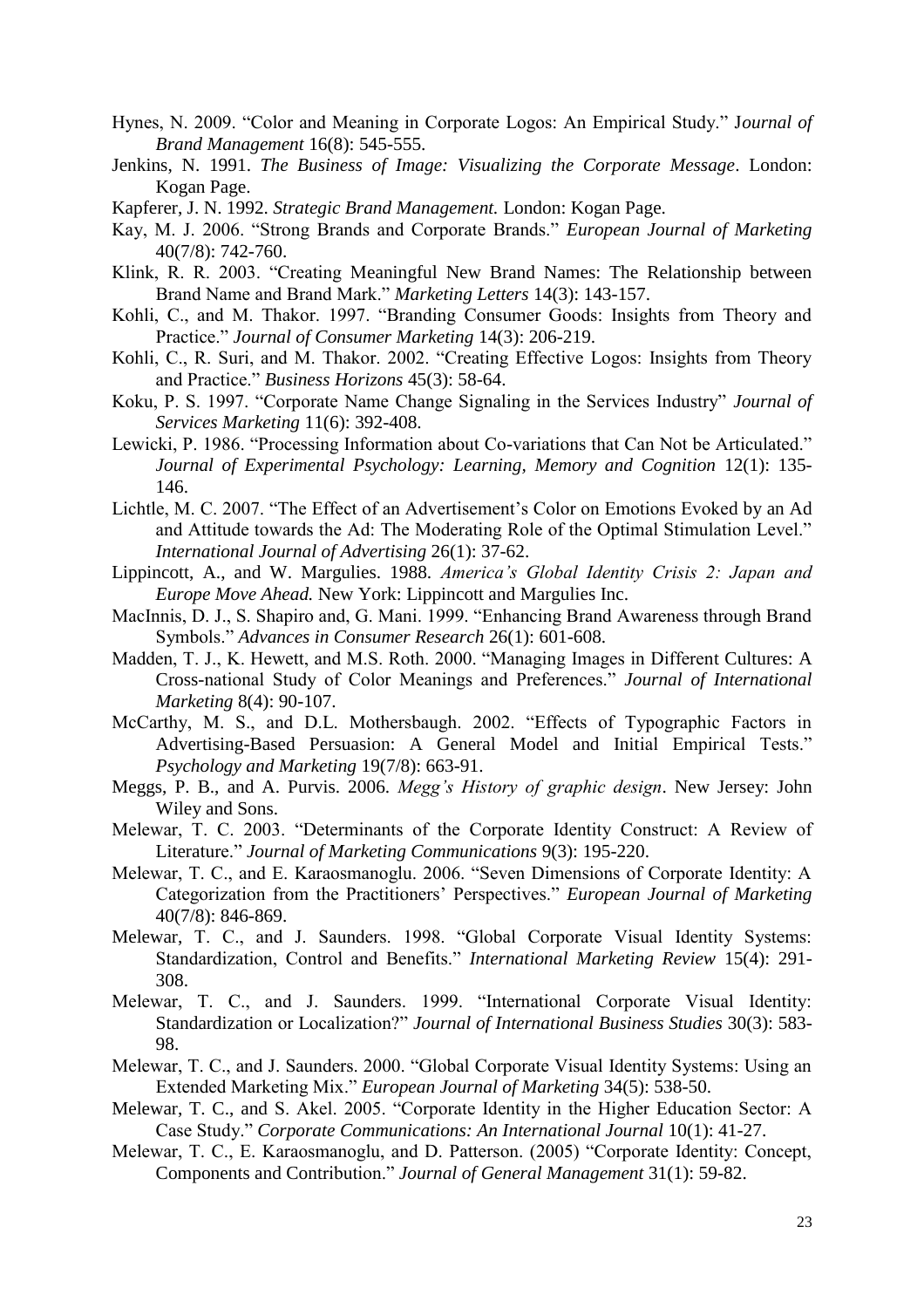Hynes, N. 2009. "Color and Meaning in Corporate Logos: An Empirical Study." J*ournal of Brand Management* 16(8): 545-555.

Jenkins, N. 1991. *The Business of Image: Visualizing the Corporate Message*. London: Kogan Page.

Kapferer, J. N. 1992. *Strategic Brand Management.* London: Kogan Page.

Kay, M. J. 2006. "Strong Brands and Corporate Brands." *European Journal of Marketing* 40(7/8): 742-760.

Klink, R. R. 2003. "Creating Meaningful New Brand Names: The Relationship between Brand Name and Brand Mark." *Marketing Letters* 14(3): 143-157.

Kohli, C., and M. Thakor. 1997. "Branding Consumer Goods: Insights from Theory and Practice." *Journal of Consumer Marketing* 14(3): 206-219.

Kohli, C., R. Suri, and M. Thakor. 2002. "Creating Effective Logos: Insights from Theory and Practice." *Business Horizons* 45(3): 58-64.

Koku, P. S. 1997. "Corporate Name Change Signaling in the Services Industry" *Journal of Services Marketing* 11(6): 392-408.

Lewicki, P. 1986. "Processing Information about Co-variations that Can Not be Articulated." *Journal of Experimental Psychology: Learning, Memory and Cognition* 12(1): 135-146.

Lichtle, M. C. 2007. "The Effect of an Advertisement's Color on Emotions Evoked by an Ad and Attitude towards the Ad: The Moderating Role of the Optimal Stimulation Level." *International Journal of Advertising* 26(1): 37-62.

Lippincott, A., and W. Margulies. 1988. *America's Global Identity Crisis 2: Japan and Europe Move Ahead.* New York: Lippincott and Margulies Inc.

MacInnis, D. J., S. Shapiro and, G. Mani. 1999. "Enhancing Brand Awareness through Brand Symbols." *Advances in Consumer Research* 26(1): 601-608.

Madden, T. J., K. Hewett, and M.S. Roth. 2000. "Managing Images in Different Cultures: A Cross-national Study of Color Meanings and Preferences." *Journal of International Marketing* 8(4): 90-107.

McCarthy, M. S., and D.L. Mothersbaugh. 2002. "Effects of Typographic Factors in Advertising-Based Persuasion: A General Model and Initial Empirical Tests." *Psychology and Marketing* 19(7/8): 663-91.

Meggs, P. B., and A. Purvis. 2006. *Megg's History of graphic design*. New Jersey: John Wiley and Sons.

Melewar, T. C. 2003. "Determinants of the Corporate Identity Construct: A Review of Literature." *Journal of Marketing Communications* 9(3): 195-220.

Melewar, T. C., and E. Karaosmanoglu. 2006. "Seven Dimensions of Corporate Identity: A Categorization from the Practitioners' Perspectives." *European Journal of Marketing* 40(7/8): 846-869.

Melewar, T. C., and J. Saunders. 1998. "Global Corporate Visual Identity Systems: Standardization, Control and Benefits." *International Marketing Review* 15(4): 291-308.

Melewar, T. C., and J. Saunders. 1999. "International Corporate Visual Identity: Standardization or Localization?" *Journal of International Business Studies* 30(3): 583-98.

Melewar, T. C., and J. Saunders. 2000. "Global Corporate Visual Identity Systems: Using an Extended Marketing Mix." *European Journal of Marketing* 34(5): 538-50.

Melewar, T. C., and S. Akel. 2005. "Corporate Identity in the Higher Education Sector: A Case Study." *Corporate Communications: An International Journal* 10(1): 41-27.

Melewar, T. C., E. Karaosmanoglu, and D. Patterson. (2005) "Corporate Identity: Concept, Components and Contribution." *Journal of General Management* 31(1): 59-82.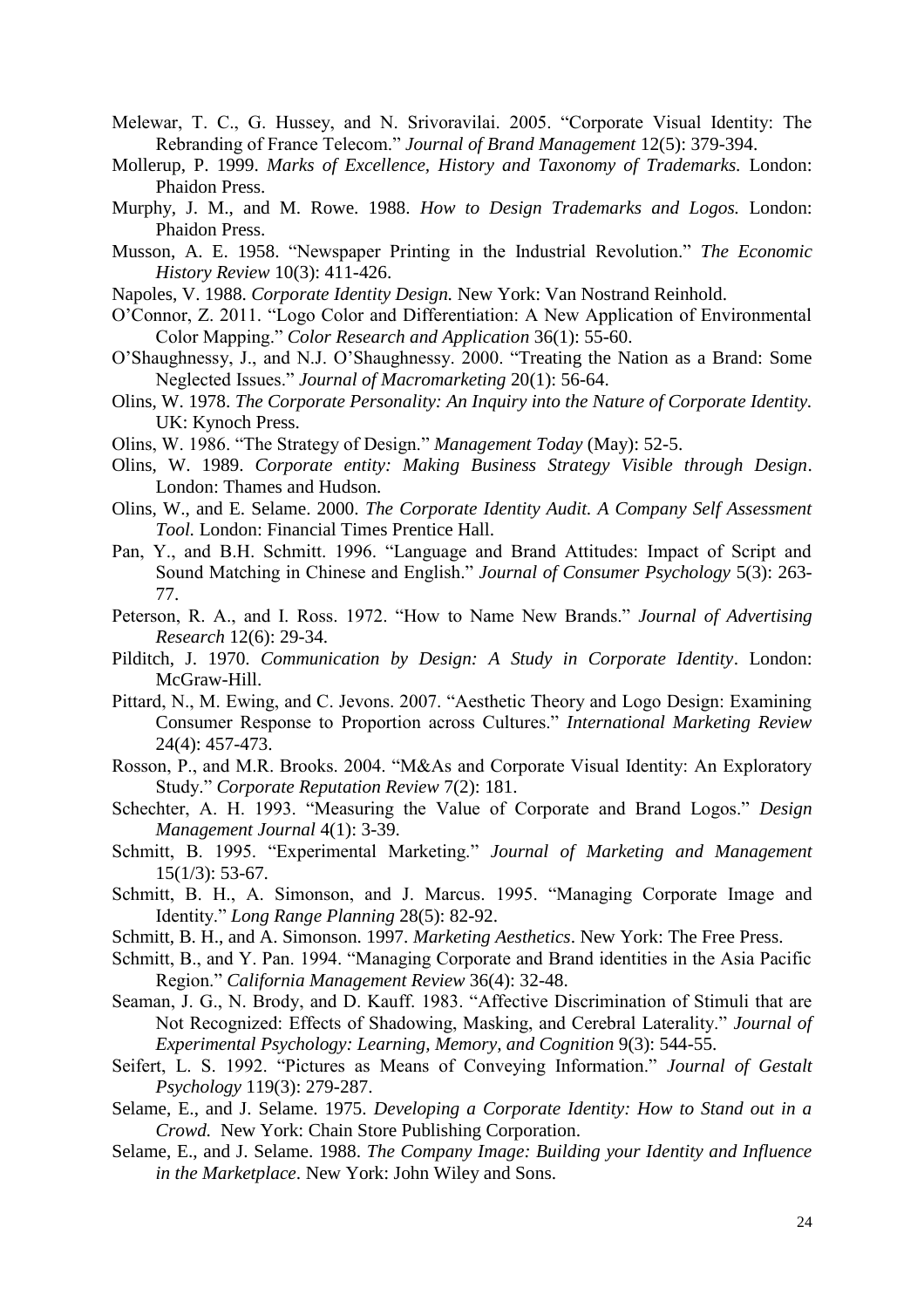Melewar, T. C., G. Hussey, and N. Srivoravilai. 2005. "Corporate Visual Identity: The Rebranding of France Telecom." *Journal of Brand Management* 12(5): 379-394.

Mollerup, P. 1999. *Marks of Excellence, History and Taxonomy of Trademarks.* London: Phaidon Press.

Murphy, J. M., and M. Rowe. 1988. *How to Design Trademarks and Logos.* London: Phaidon Press.

Musson, A. E. 1958. "Newspaper Printing in the Industrial Revolution." *The Economic History Review* 10(3): 411-426.

Napoles, V. 1988. *Corporate Identity Design.* New York: Van Nostrand Reinhold.

O'Connor, Z. 2011. "Logo Color and Differentiation: A New Application of Environmental Color Mapping." *Color Research and Application* 36(1): 55-60.

O'Shaughnessy, J., and N.J. O'Shaughnessy. 2000. "Treating the Nation as a Brand: Some Neglected Issues." *Journal of Macromarketing* 20(1): 56-64.

Olins, W. 1978. *The Corporate Personality: An Inquiry into the Nature of Corporate Identity.* UK: Kynoch Press.

Olins, W. 1986. "The Strategy of Design." *Management Today* (May): 52-5.

Olins, W. 1989. *Corporate entity: Making Business Strategy Visible through Design*. London: Thames and Hudson.

Olins, W., and E. Selame. 2000. *The Corporate Identity Audit. A Company Self Assessment Tool.* London: Financial Times Prentice Hall.

Pan, Y., and B.H. Schmitt. 1996. "Language and Brand Attitudes: Impact of Script and Sound Matching in Chinese and English." *Journal of Consumer Psychology* 5(3): 263-77.

Peterson, R. A., and I. Ross. 1972. "How to Name New Brands." *Journal of Advertising Research* 12(6): 29-34.

Pilditch, J. 1970. *Communication by Design: A Study in Corporate Identity*. London: McGraw-Hill.

Pittard, N., M. Ewing, and C. Jevons. 2007. "Aesthetic Theory and Logo Design: Examining Consumer Response to Proportion across Cultures." *International Marketing Review* 24(4): 457-473.

Rosson, P., and M.R. Brooks. 2004. "M&As and Corporate Visual Identity: An Exploratory Study." *Corporate Reputation Review* 7(2): 181.

Schechter, A. H. 1993. "Measuring the Value of Corporate and Brand Logos." *Design Management Journal* 4(1): 3-39.

Schmitt, B. 1995. "Experimental Marketing." *Journal of Marketing and Management* 15(1/3): 53-67.

Schmitt, B. H., A. Simonson, and J. Marcus. 1995. "Managing Corporate Image and Identity." *Long Range Planning* 28(5): 82-92.

Schmitt, B. H., and A. Simonson. 1997. *Marketing Aesthetics*. New York: The Free Press.

Schmitt, B., and Y. Pan. 1994. "Managing Corporate and Brand identities in the Asia Pacific Region." *California Management Review* 36(4): 32-48.

Seaman, J. G., N. Brody, and D. Kauff. 1983. "Affective Discrimination of Stimuli that are Not Recognized: Effects of Shadowing, Masking, and Cerebral Laterality." *Journal of Experimental Psychology: Learning, Memory, and Cognition* 9(3): 544-55.

Seifert, L. S. 1992. "Pictures as Means of Conveying Information." *Journal of Gestalt Psychology* 119(3): 279-287.

Selame, E., and J. Selame. 1975. *Developing a Corporate Identity: How to Stand out in a Crowd.* New York: Chain Store Publishing Corporation.

Selame, E., and J. Selame. 1988. *The Company Image: Building your Identity and Influence in the Marketplace*. New York: John Wiley and Sons.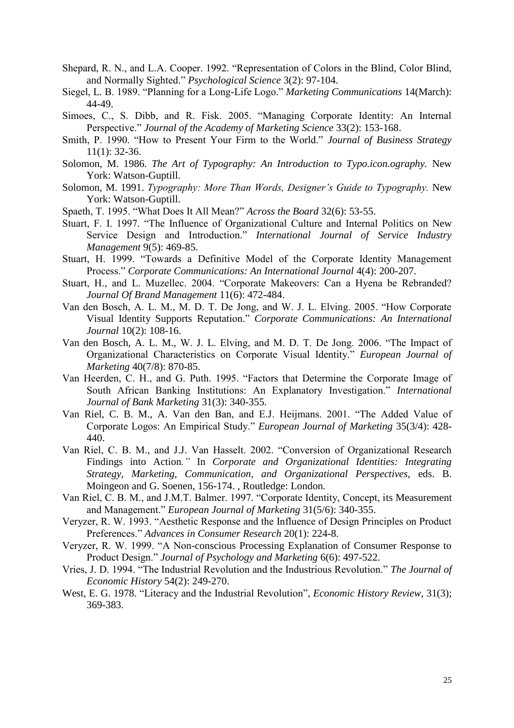Shepard, R. N., and L.A. Cooper. 1992. "Representation of Colors in the Blind, Color Blind, and Normally Sighted." *Psychological Science* 3(2): 97-104.

Siegel, L. B. 1989. "Planning for a Long-Life Logo." *Marketing Communications* 14(March): 44-49.

Simoes, C., S. Dibb, and R. Fisk. 2005. "Managing Corporate Identity: An Internal Perspective." *Journal of the Academy of Marketing Science* 33(2): 153-168.

Smith, P. 1990. "How to Present Your Firm to the World." *Journal of Business Strategy* 11(1): 32-36.

Solomon, M. 1986. *The Art of Typography: An Introduction to Typo.icon.ography.* New York: Watson-Guptill.

Solomon, M. 1991. *Typography: More Than Words, Designer's Guide to Typography.* New York: Watson-Guptill.

Spaeth, T. 1995. "What Does It All Mean?" *Across the Board* 32(6): 53-55.

Stuart, F. I. 1997. "The Influence of Organizational Culture and Internal Politics on New Service Design and Introduction." *International Journal of Service Industry Management* 9(5): 469-85.

Stuart, H. 1999. "Towards a Definitive Model of the Corporate Identity Management Process." *Corporate Communications: An International Journal* 4(4): 200-207.

Stuart, H., and L. Muzellec. 2004. "Corporate Makeovers: Can a Hyena be Rebranded? *Journal Of Brand Management* 11(6): 472-484.

Van den Bosch, A. L. M., M. D. T. De Jong, and W. J. L. Elving. 2005. "How Corporate Visual Identity Supports Reputation." *Corporate Communications: An International Journal* 10(2): 108-16.

Van den Bosch, A. L. M., W. J. L. Elving, and M. D. T. De Jong. 2006. "The Impact of Organizational Characteristics on Corporate Visual Identity." *European Journal of Marketing* 40(7/8): 870-85.

Van Heerden, C. H., and G. Puth. 1995. "Factors that Determine the Corporate Image of South African Banking Institutions: An Explanatory Investigation." *International Journal of Bank Marketing* 31(3): 340-355.

Van Riel, C. B. M., A. Van den Ban, and E.J. Heijmans. 2001. "The Added Value of Corporate Logos: An Empirical Study." *European Journal of Marketing* 35(3/4): 428-440.

Van Riel, C. B. M., and J.J. Van Hasselt. 2002. "Conversion of Organizational Research Findings into Action*."* In *Corporate and Organizational Identities: Integrating Strategy, Marketing, Communication, and Organizational Perspectives*, eds. B. Moingeon and G. Soenen, 156-174. , Routledge: London.

Van Riel, C. B. M., and J.M.T. Balmer. 1997. "Corporate Identity, Concept, its Measurement and Management." *European Journal of Marketing* 31(5/6): 340-355.

Veryzer, R. W. 1993. "Aesthetic Response and the Influence of Design Principles on Product Preferences." *Advances in Consumer Research* 20(1): 224-8.

Veryzer, R. W. 1999. "A Non-conscious Processing Explanation of Consumer Response to Product Design." *Journal of Psychology and Marketing* 6(6): 497-522.

Vries, J. D. 1994. "The Industrial Revolution and the Industrious Revolution." *The Journal of Economic History* 54(2): 249-270.

West, E. G. 1978. "Literacy and the Industrial Revolution", *Economic History Review*, 31(3); 369-383.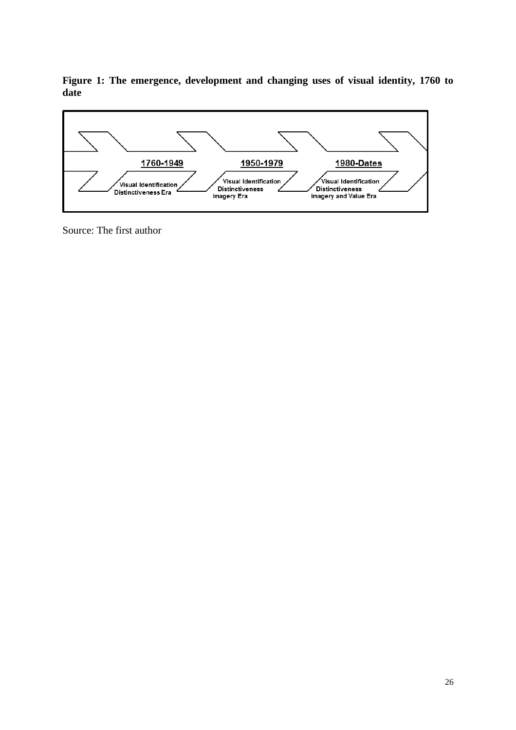**Figure 1: The emergence, development and changing uses of visual identity, 1760 to date**

| 1760-1949 | 1950-1979 | 1980-Dates |
| --- | --- | --- |
| Visual Identification Distinctiveness Era | Visual Identification Distinctiveness Imagery Era | Visual Identification Distinctiveness Imagery and Value Era |

Source: The first author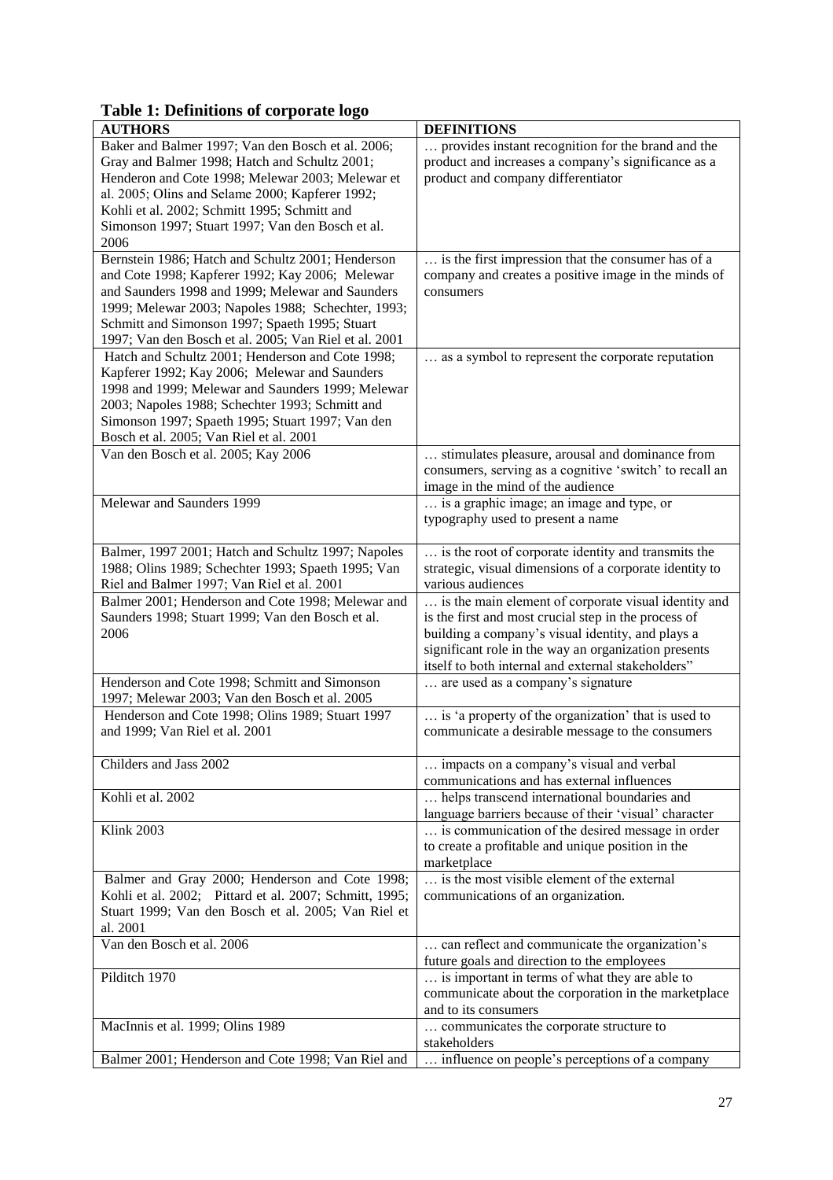**Table 1: Definitions of corporate logo**

| AUTHORS | DEFINITIONS |
|---|---|
| Baker and Balmer 1997; Van den Bosch et al. 2006; Gray and Balmer 1998; Hatch and Schultz 2001; Henderon and Cote 1998; Melewar 2003; Melewar et al. 2005; Olins and Selame 2000; Kapferer 1992; Kohli et al. 2002; Schmitt 1995; Schmitt and Simonson 1997; Stuart 1997; Van den Bosch et al. 2006 | … provides instant recognition for the brand and the product and increases a company's significance as a product and company differentiator |
| Bernstein 1986; Hatch and Schultz 2001; Henderson and Cote 1998; Kapferer 1992; Kay 2006; Melewar and Saunders 1998 and 1999; Melewar and Saunders 1999; Melewar 2003; Napoles 1988; Schechter, 1993; Schmitt and Simonson 1997; Spaeth 1995; Stuart 1997; Van den Bosch et al. 2005; Van Riel et al. 2001 | … is the first impression that the consumer has of a company and creates a positive image in the minds of consumers |
| Hatch and Schultz 2001; Henderson and Cote 1998; Kapferer 1992; Kay 2006; Melewar and Saunders 1998 and 1999; Melewar and Saunders 1999; Melewar 2003; Napoles 1988; Schechter 1993; Schmitt and Simonson 1997; Spaeth 1995; Stuart 1997; Van den Bosch et al. 2005; Van Riel et al. 2001 | … as a symbol to represent the corporate reputation |
| Van den Bosch et al. 2005; Kay 2006 | … stimulates pleasure, arousal and dominance from consumers, serving as a cognitive 'switch' to recall an image in the mind of the audience |
| Melewar and Saunders 1999 | … is a graphic image; an image and type, or typography used to present a name |
| Balmer, 1997 2001; Hatch and Schultz 1997; Napoles 1988; Olins 1989; Schechter 1993; Spaeth 1995; Van Riel and Balmer 1997; Van Riel et al. 2001 | … is the root of corporate identity and transmits the strategic, visual dimensions of a corporate identity to various audiences |
| Balmer 2001; Henderson and Cote 1998; Melewar and Saunders 1998; Stuart 1999; Van den Bosch et al. 2006 | … is the main element of corporate visual identity and is the first and most crucial step in the process of building a company's visual identity, and plays a significant role in the way an organization presents itself to both internal and external stakeholders" |
| Henderson and Cote 1998; Schmitt and Simonson 1997; Melewar 2003; Van den Bosch et al. 2005 | … are used as a company's signature |
| Henderson and Cote 1998; Olins 1989; Stuart 1997 and 1999; Van Riel et al. 2001 | … is 'a property of the organization' that is used to communicate a desirable message to the consumers |
| Childers and Jass 2002 | … impacts on a company's visual and verbal communications and has external influences |
| Kohli et al. 2002 | … helps transcend international boundaries and language barriers because of their 'visual' character |
| Klink 2003 | … is communication of the desired message in order to create a profitable and unique position in the marketplace |
| Balmer and Gray 2000; Henderson and Cote 1998; Kohli et al. 2002; Pittard et al. 2007; Schmitt, 1995; Stuart 1999; Van den Bosch et al. 2005; Van Riel et al. 2001 | … is the most visible element of the external communications of an organization. |
| Van den Bosch et al. 2006 | … can reflect and communicate the organization's future goals and direction to the employees |
| Pilditch 1970 | … is important in terms of what they are able to communicate about the corporation in the marketplace and to its consumers |
| MacInnis et al. 1999; Olins 1989 | … communicates the corporate structure to stakeholders |
| Balmer 2001; Henderson and Cote 1998; Van Riel and | … influence on people's perceptions of a company |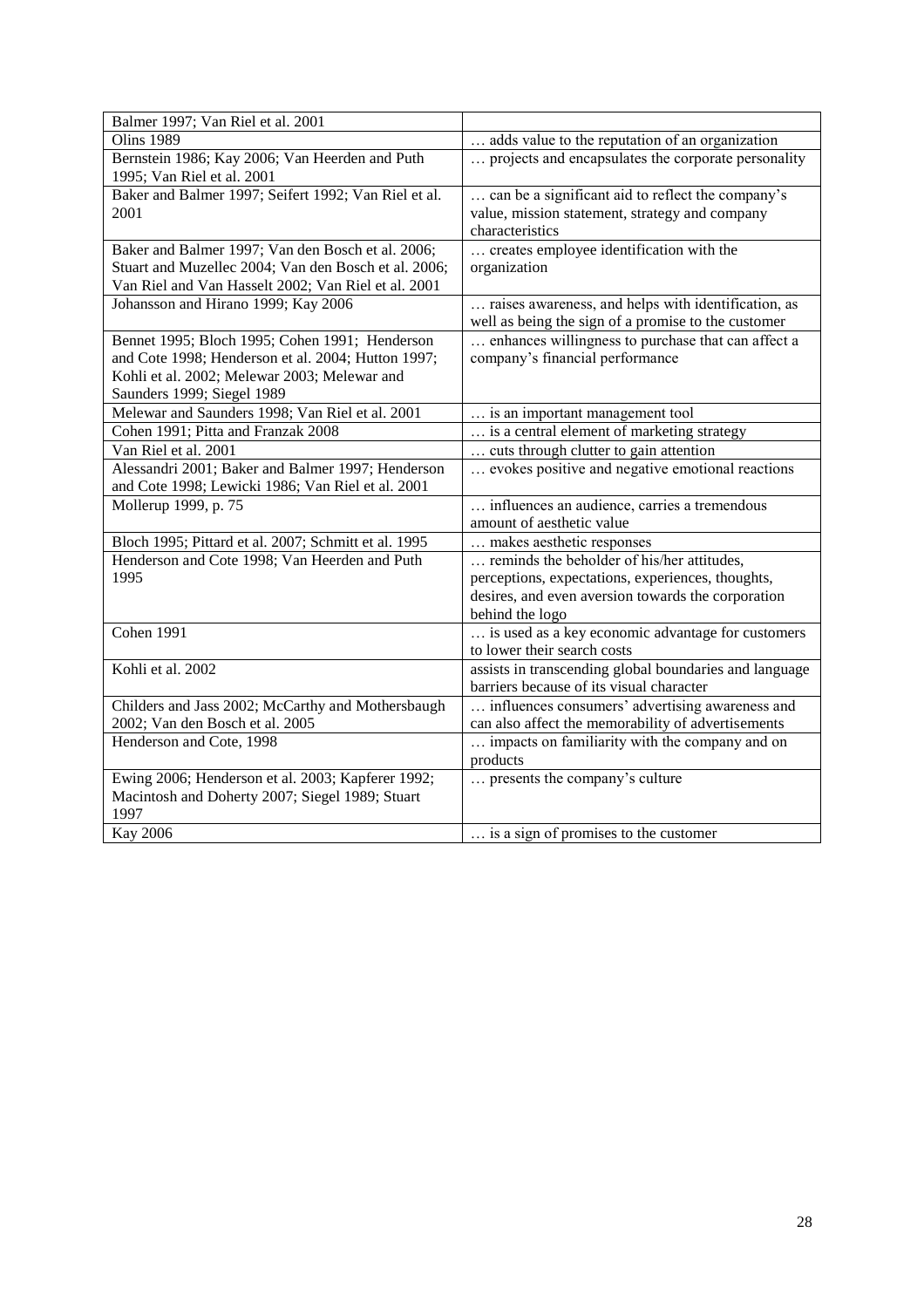| Balmer 1997; Van Riel et al. 2001 | |
|---|---|
| Olins 1989 | … adds value to the reputation of an organization |
| Bernstein 1986; Kay 2006; Van Heerden and Puth 1995; Van Riel et al. 2001 | … projects and encapsulates the corporate personality |
| Baker and Balmer 1997; Seifert 1992; Van Riel et al. 2001 | … can be a significant aid to reflect the company's value, mission statement, strategy and company characteristics |
| Baker and Balmer 1997; Van den Bosch et al. 2006; Stuart and Muzellec 2004; Van den Bosch et al. 2006; Van Riel and Van Hasselt 2002; Van Riel et al. 2001 | … creates employee identification with the organization |
| Johansson and Hirano 1999; Kay 2006 | … raises awareness, and helps with identification, as well as being the sign of a promise to the customer |
| Bennet 1995; Bloch 1995; Cohen 1991; Henderson and Cote 1998; Henderson et al. 2004; Hutton 1997; Kohli et al. 2002; Melewar 2003; Melewar and Saunders 1999; Siegel 1989 | … enhances willingness to purchase that can affect a company's financial performance |
| Melewar and Saunders 1998; Van Riel et al. 2001 | … is an important management tool |
| Cohen 1991; Pitta and Franzak 2008 | … is a central element of marketing strategy |
| Van Riel et al. 2001 | … cuts through clutter to gain attention |
| Alessandri 2001; Baker and Balmer 1997; Henderson and Cote 1998; Lewicki 1986; Van Riel et al. 2001 | … evokes positive and negative emotional reactions |
| Mollerup 1999, p. 75 | … influences an audience, carries a tremendous amount of aesthetic value |
| Bloch 1995; Pittard et al. 2007; Schmitt et al. 1995 | … makes aesthetic responses |
| Henderson and Cote 1998; Van Heerden and Puth 1995 | … reminds the beholder of his/her attitudes, perceptions, expectations, experiences, thoughts, desires, and even aversion towards the corporation behind the logo |
| Cohen 1991 | … is used as a key economic advantage for customers to lower their search costs |
| Kohli et al. 2002 | assists in transcending global boundaries and language barriers because of its visual character |
| Childers and Jass 2002; McCarthy and Mothersbaugh 2002; Van den Bosch et al. 2005 | … influences consumers' advertising awareness and can also affect the memorability of advertisements |
| Henderson and Cote, 1998 | … impacts on familiarity with the company and on products |
| Ewing 2006; Henderson et al. 2003; Kapferer 1992; Macintosh and Doherty 2007; Siegel 1989; Stuart 1997 | … presents the company's culture |
| Kay 2006 | … is a sign of promises to the customer |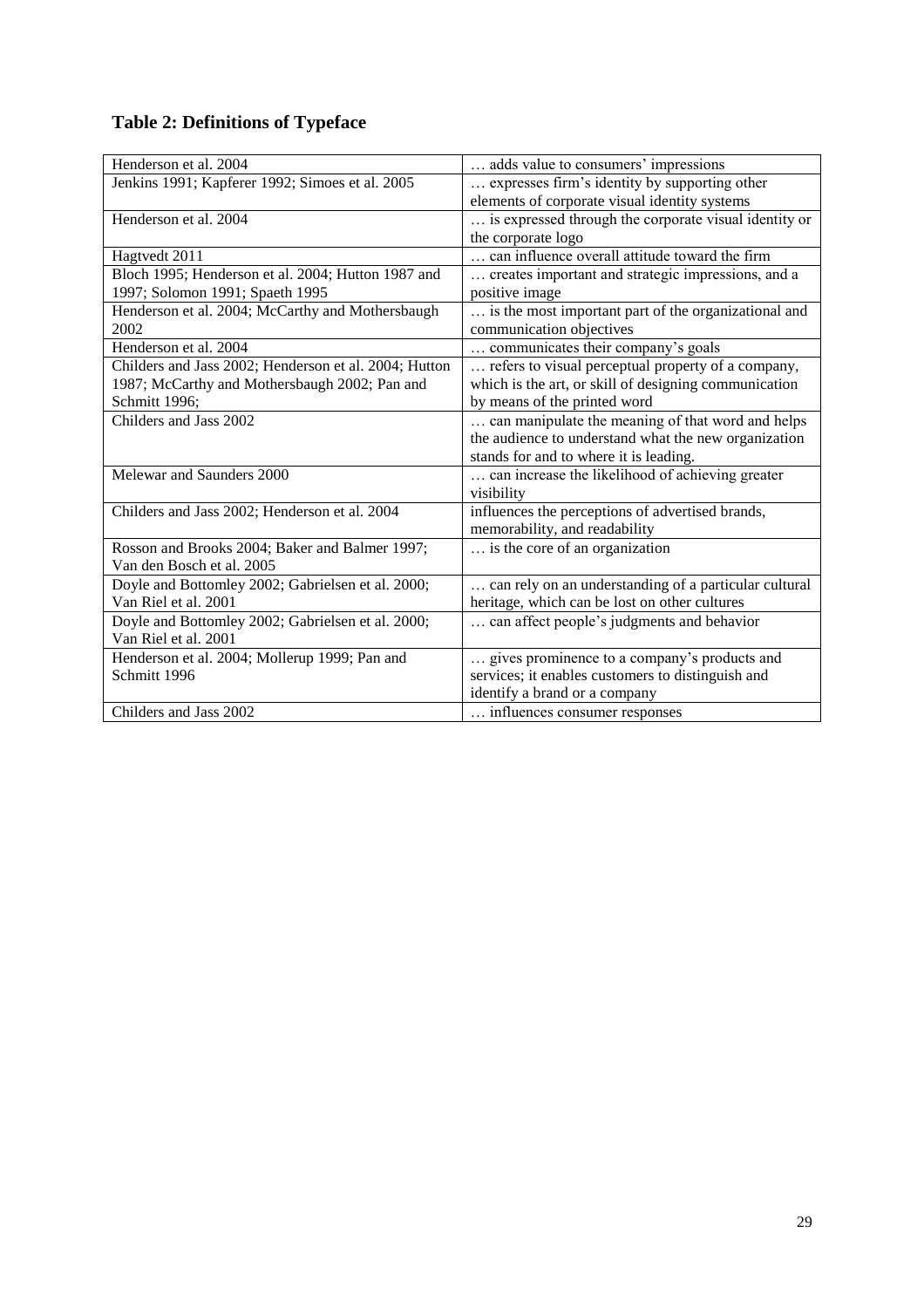## Table 2: Definitions of Typeface

| | |
|---|---|
| Henderson et al. 2004 | … adds value to consumers' impressions |
| Jenkins 1991; Kapferer 1992; Simoes et al. 2005 | … expresses firm's identity by supporting other elements of corporate visual identity systems |
| Henderson et al. 2004 | … is expressed through the corporate visual identity or the corporate logo |
| Hagtvedt 2011 | … can influence overall attitude toward the firm |
| Bloch 1995; Henderson et al. 2004; Hutton 1987 and 1997; Solomon 1991; Spaeth 1995 | … creates important and strategic impressions, and a positive image |
| Henderson et al. 2004; McCarthy and Mothersbaugh 2002 | … is the most important part of the organizational and communication objectives |
| Henderson et al. 2004 | … communicates their company's goals |
| Childers and Jass 2002; Henderson et al. 2004; Hutton 1987; McCarthy and Mothersbaugh 2002; Pan and Schmitt 1996; | … refers to visual perceptual property of a company, which is the art, or skill of designing communication by means of the printed word |
| Childers and Jass 2002 | … can manipulate the meaning of that word and helps the audience to understand what the new organization stands for and to where it is leading. |
| Melewar and Saunders 2000 | … can increase the likelihood of achieving greater visibility |
| Childers and Jass 2002; Henderson et al. 2004 | influences the perceptions of advertised brands, memorability, and readability |
| Rosson and Brooks 2004; Baker and Balmer 1997; Van den Bosch et al. 2005 | … is the core of an organization |
| Doyle and Bottomley 2002; Gabrielsen et al. 2000; Van Riel et al. 2001 | … can rely on an understanding of a particular cultural heritage, which can be lost on other cultures |
| Doyle and Bottomley 2002; Gabrielsen et al. 2000; Van Riel et al. 2001 | … can affect people's judgments and behavior |
| Henderson et al. 2004; Mollerup 1999; Pan and Schmitt 1996 | … gives prominence to a company's products and services; it enables customers to distinguish and identify a brand or a company |
| Childers and Jass 2002 | … influences consumer responses |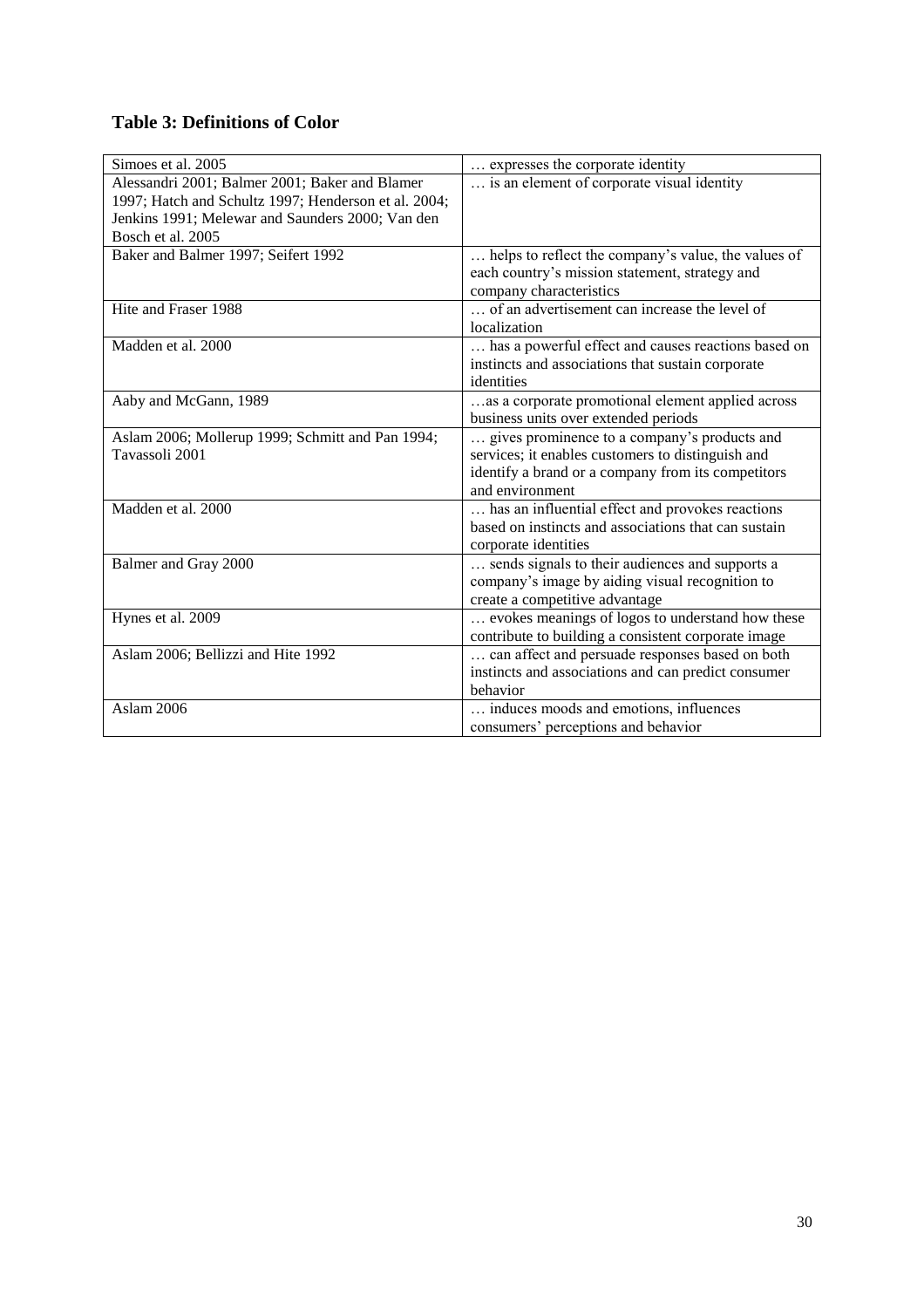## Table 3: Definitions of Color

| | |
|---|---|
| Simoes et al. 2005 | … expresses the corporate identity |
| Alessandri 2001; Balmer 2001; Baker and Blamer 1997; Hatch and Schultz 1997; Henderson et al. 2004; Jenkins 1991; Melewar and Saunders 2000; Van den Bosch et al. 2005 | … is an element of corporate visual identity |
| Baker and Balmer 1997; Seifert 1992 | … helps to reflect the company's value, the values of each country's mission statement, strategy and company characteristics |
| Hite and Fraser 1988 | … of an advertisement can increase the level of localization |
| Madden et al. 2000 | … has a powerful effect and causes reactions based on instincts and associations that sustain corporate identities |
| Aaby and McGann, 1989 | …as a corporate promotional element applied across business units over extended periods |
| Aslam 2006; Mollerup 1999; Schmitt and Pan 1994; Tavassoli 2001 | … gives prominence to a company's products and services; it enables customers to distinguish and identify a brand or a company from its competitors and environment |
| Madden et al. 2000 | … has an influential effect and provokes reactions based on instincts and associations that can sustain corporate identities |
| Balmer and Gray 2000 | … sends signals to their audiences and supports a company's image by aiding visual recognition to create a competitive advantage |
| Hynes et al. 2009 | … evokes meanings of logos to understand how these contribute to building a consistent corporate image |
| Aslam 2006; Bellizzi and Hite 1992 | … can affect and persuade responses based on both instincts and associations and can predict consumer behavior |
| Aslam 2006 | … induces moods and emotions, influences consumers' perceptions and behavior |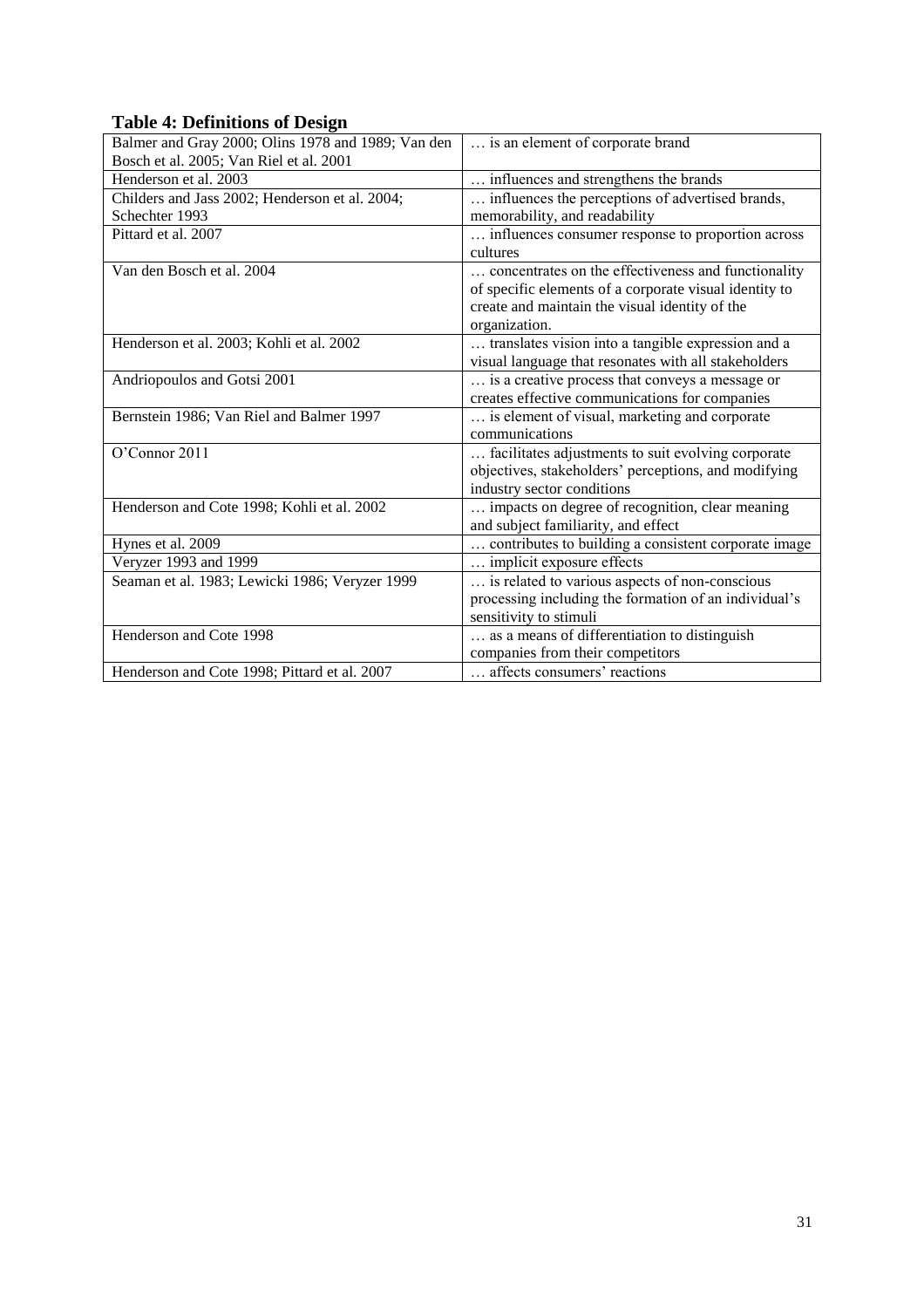**Table 4: Definitions of Design**

| | |
|---|---|
| Balmer and Gray 2000; Olins 1978 and 1989; Van den Bosch et al. 2005; Van Riel et al. 2001 | … is an element of corporate brand |
| Henderson et al. 2003 | … influences and strengthens the brands |
| Childers and Jass 2002; Henderson et al. 2004; Schechter 1993 | … influences the perceptions of advertised brands, memorability, and readability |
| Pittard et al. 2007 | … influences consumer response to proportion across cultures |
| Van den Bosch et al. 2004 | … concentrates on the effectiveness and functionality of specific elements of a corporate visual identity to create and maintain the visual identity of the organization. |
| Henderson et al. 2003; Kohli et al. 2002 | … translates vision into a tangible expression and a visual language that resonates with all stakeholders |
| Andriopoulos and Gotsi 2001 | … is a creative process that conveys a message or creates effective communications for companies |
| Bernstein 1986; Van Riel and Balmer 1997 | … is element of visual, marketing and corporate communications |
| O'Connor 2011 | … facilitates adjustments to suit evolving corporate objectives, stakeholders' perceptions, and modifying industry sector conditions |
| Henderson and Cote 1998; Kohli et al. 2002 | … impacts on degree of recognition, clear meaning and subject familiarity, and effect |
| Hynes et al. 2009 | … contributes to building a consistent corporate image |
| Veryzer 1993 and 1999 | … implicit exposure effects |
| Seaman et al. 1983; Lewicki 1986; Veryzer 1999 | … is related to various aspects of non-conscious processing including the formation of an individual's sensitivity to stimuli |
| Henderson and Cote 1998 | … as a means of differentiation to distinguish companies from their competitors |
| Henderson and Cote 1998; Pittard et al. 2007 | … affects consumers' reactions |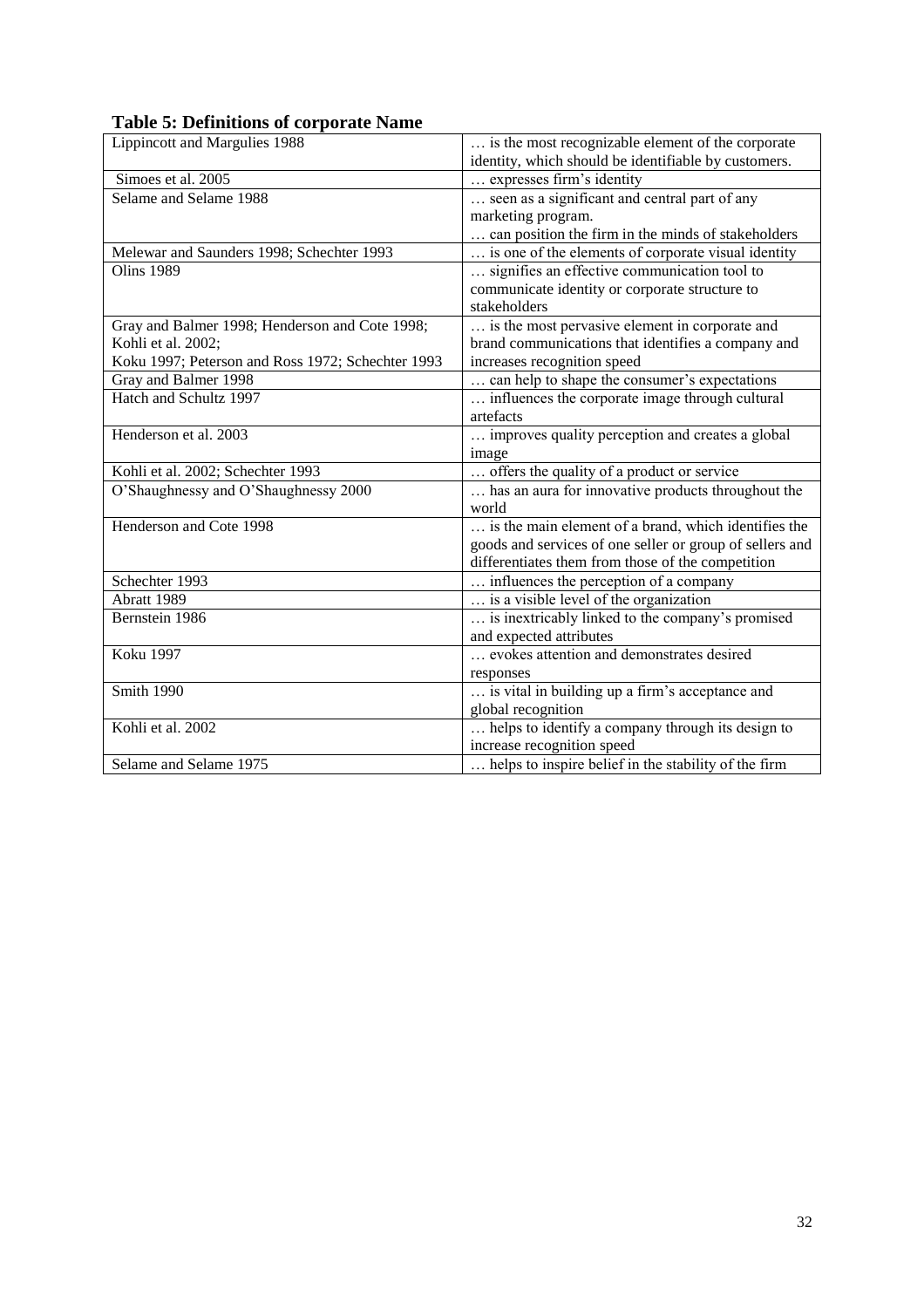**Table 5: Definitions of corporate Name**

| | |
|---|---|
| Lippincott and Margulies 1988 | … is the most recognizable element of the corporate identity, which should be identifiable by customers. |
| Simoes et al. 2005 | … expresses firm's identity |
| Selame and Selame 1988 | … seen as a significant and central part of any marketing program. … can position the firm in the minds of stakeholders |
| Melewar and Saunders 1998; Schechter 1993 | … is one of the elements of corporate visual identity |
| Olins 1989 | … signifies an effective communication tool to communicate identity or corporate structure to stakeholders |
| Gray and Balmer 1998; Henderson and Cote 1998; Kohli et al. 2002; Koku 1997; Peterson and Ross 1972; Schechter 1993 | … is the most pervasive element in corporate and brand communications that identifies a company and increases recognition speed |
| Gray and Balmer 1998 | … can help to shape the consumer's expectations |
| Hatch and Schultz 1997 | … influences the corporate image through cultural artefacts |
| Henderson et al. 2003 | … improves quality perception and creates a global image |
| Kohli et al. 2002; Schechter 1993 | … offers the quality of a product or service |
| O'Shaughnessy and O'Shaughnessy 2000 | … has an aura for innovative products throughout the world |
| Henderson and Cote 1998 | … is the main element of a brand, which identifies the goods and services of one seller or group of sellers and differentiates them from those of the competition |
| Schechter 1993 | … influences the perception of a company |
| Abratt 1989 | … is a visible level of the organization |
| Bernstein 1986 | … is inextricably linked to the company's promised and expected attributes |
| Koku 1997 | … evokes attention and demonstrates desired responses |
| Smith 1990 | … is vital in building up a firm's acceptance and global recognition |
| Kohli et al. 2002 | … helps to identify a company through its design to increase recognition speed |
| Selame and Selame 1975 | … helps to inspire belief in the stability of the firm |